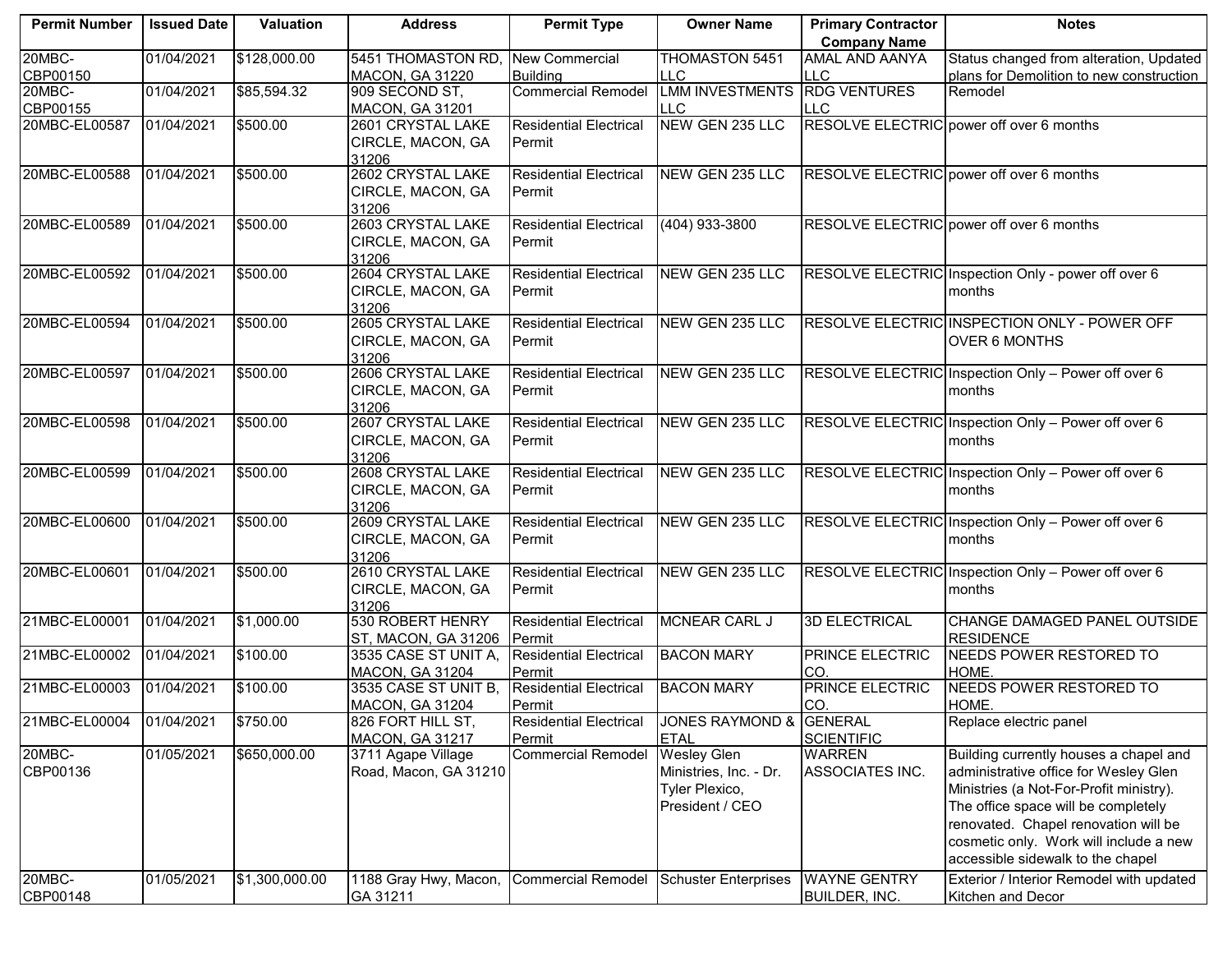| Permit Number | Issued Date | Valuation | Address | Permit Type | Owner Name | Primary Contractor Company Name | Notes |
|---|---|---|---|---|---|---|---|
| 20MBC-CBP00150 | 01/04/2021 | $128,000.00 | 5451 THOMASTON RD, MACON, GA 31220 | New Commercial Building | THOMASTON 5451 LLC | AMAL AND AANYA LLC | Status changed from alteration, Updated plans for Demolition to new construction |
| 20MBC-CBP00155 | 01/04/2021 | $85,594.32 | 909 SECOND ST, MACON, GA 31201 | Commercial Remodel | LMM INVESTMENTS LLC | RDG VENTURES LLC | Remodel |
| 20MBC-EL00587 | 01/04/2021 | $500.00 | 2601 CRYSTAL LAKE CIRCLE, MACON, GA 31206 | Residential Electrical Permit | NEW GEN 235 LLC | RESOLVE ELECTRIC | power off over 6 months |
| 20MBC-EL00588 | 01/04/2021 | $500.00 | 2602 CRYSTAL LAKE CIRCLE, MACON, GA 31206 | Residential Electrical Permit | NEW GEN 235 LLC | RESOLVE ELECTRIC | power off over 6 months |
| 20MBC-EL00589 | 01/04/2021 | $500.00 | 2603 CRYSTAL LAKE CIRCLE, MACON, GA 31206 | Residential Electrical Permit | (404) 933-3800 | RESOLVE ELECTRIC | power off over 6 months |
| 20MBC-EL00592 | 01/04/2021 | $500.00 | 2604 CRYSTAL LAKE CIRCLE, MACON, GA 31206 | Residential Electrical Permit | NEW GEN 235 LLC | RESOLVE ELECTRIC | Inspection Only - power off over 6 months |
| 20MBC-EL00594 | 01/04/2021 | $500.00 | 2605 CRYSTAL LAKE CIRCLE, MACON, GA 31206 | Residential Electrical Permit | NEW GEN 235 LLC | RESOLVE ELECTRIC | INSPECTION ONLY - POWER OFF OVER 6 MONTHS |
| 20MBC-EL00597 | 01/04/2021 | $500.00 | 2606 CRYSTAL LAKE CIRCLE, MACON, GA 31206 | Residential Electrical Permit | NEW GEN 235 LLC | RESOLVE ELECTRIC | Inspection Only – Power off over 6 months |
| 20MBC-EL00598 | 01/04/2021 | $500.00 | 2607 CRYSTAL LAKE CIRCLE, MACON, GA 31206 | Residential Electrical Permit | NEW GEN 235 LLC | RESOLVE ELECTRIC | Inspection Only – Power off over 6 months |
| 20MBC-EL00599 | 01/04/2021 | $500.00 | 2608 CRYSTAL LAKE CIRCLE, MACON, GA 31206 | Residential Electrical Permit | NEW GEN 235 LLC | RESOLVE ELECTRIC | Inspection Only – Power off over 6 months |
| 20MBC-EL00600 | 01/04/2021 | $500.00 | 2609 CRYSTAL LAKE CIRCLE, MACON, GA 31206 | Residential Electrical Permit | NEW GEN 235 LLC | RESOLVE ELECTRIC | Inspection Only – Power off over 6 months |
| 20MBC-EL00601 | 01/04/2021 | $500.00 | 2610 CRYSTAL LAKE CIRCLE, MACON, GA 31206 | Residential Electrical Permit | NEW GEN 235 LLC | RESOLVE ELECTRIC | Inspection Only – Power off over 6 months |
| 21MBC-EL00001 | 01/04/2021 | $1,000.00 | 530 ROBERT HENRY ST, MACON, GA 31206 | Residential Electrical Permit | MCNEAR CARL J | 3D ELECTRICAL | CHANGE DAMAGED PANEL OUTSIDE RESIDENCE |
| 21MBC-EL00002 | 01/04/2021 | $100.00 | 3535 CASE ST UNIT A, MACON, GA 31204 | Residential Electrical Permit | BACON MARY | PRINCE ELECTRIC CO. | NEEDS POWER RESTORED TO HOME. |
| 21MBC-EL00003 | 01/04/2021 | $100.00 | 3535 CASE ST UNIT B, MACON, GA 31204 | Residential Electrical Permit | BACON MARY | PRINCE ELECTRIC CO. | NEEDS POWER RESTORED TO HOME. |
| 21MBC-EL00004 | 01/04/2021 | $750.00 | 826 FORT HILL ST, MACON, GA 31217 | Residential Electrical Permit | JONES RAYMOND & ETAL | GENERAL SCIENTIFIC | Replace electric panel |
| 20MBC-CBP00136 | 01/05/2021 | $650,000.00 | 3711 Agape Village Road, Macon, GA 31210 | Commercial Remodel | Wesley Glen Ministries, Inc. - Dr. Tyler Plexico, President / CEO | WARREN ASSOCIATES INC. | Building currently houses a chapel and administrative office for Wesley Glen Ministries (a Not-For-Profit ministry). The office space will be completely renovated. Chapel renovation will be cosmetic only. Work will include a new accessible sidewalk to the chapel |
| 20MBC-CBP00148 | 01/05/2021 | $1,300,000.00 | 1188 Gray Hwy, Macon, GA 31211 | Commercial Remodel | Schuster Enterprises | WAYNE GENTRY BUILDER, INC. | Exterior / Interior Remodel with updated Kitchen and Decor |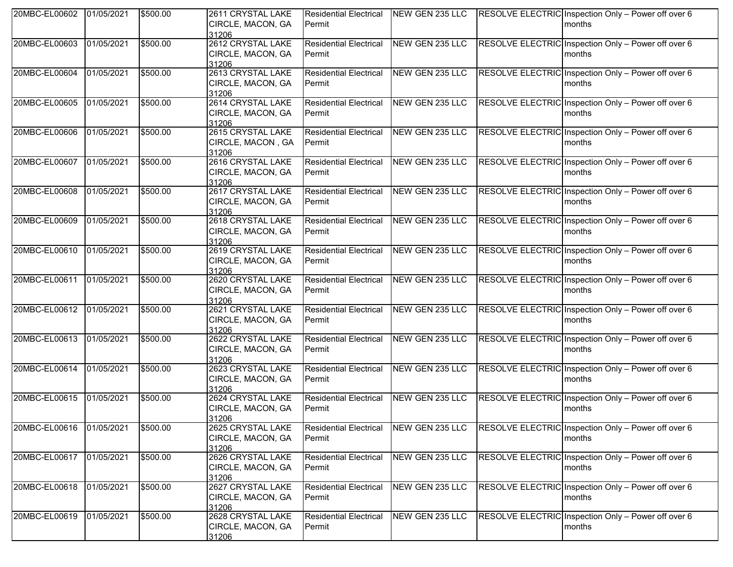| 20MBC-EL00602 | 01/05/2021 | $500.00 | 2611 CRYSTAL LAKE CIRCLE, MACON, GA 31206 | Residential Electrical Permit | NEW GEN 235 LLC | RESOLVE ELECTRIC | Inspection Only – Power off over 6 months |
|---|---|---|---|---|---|---|---|
| 20MBC-EL00603 | 01/05/2021 | $500.00 | 2612 CRYSTAL LAKE CIRCLE, MACON, GA 31206 | Residential Electrical Permit | NEW GEN 235 LLC | RESOLVE ELECTRIC | Inspection Only – Power off over 6 months |
| 20MBC-EL00604 | 01/05/2021 | $500.00 | 2613 CRYSTAL LAKE CIRCLE, MACON, GA 31206 | Residential Electrical Permit | NEW GEN 235 LLC | RESOLVE ELECTRIC | Inspection Only – Power off over 6 months |
| 20MBC-EL00605 | 01/05/2021 | $500.00 | 2614 CRYSTAL LAKE CIRCLE, MACON, GA 31206 | Residential Electrical Permit | NEW GEN 235 LLC | RESOLVE ELECTRIC | Inspection Only – Power off over 6 months |
| 20MBC-EL00606 | 01/05/2021 | $500.00 | 2615 CRYSTAL LAKE CIRCLE, MACON , GA 31206 | Residential Electrical Permit | NEW GEN 235 LLC | RESOLVE ELECTRIC | Inspection Only – Power off over 6 months |
| 20MBC-EL00607 | 01/05/2021 | $500.00 | 2616 CRYSTAL LAKE CIRCLE, MACON, GA 31206 | Residential Electrical Permit | NEW GEN 235 LLC | RESOLVE ELECTRIC | Inspection Only – Power off over 6 months |
| 20MBC-EL00608 | 01/05/2021 | $500.00 | 2617 CRYSTAL LAKE CIRCLE, MACON, GA 31206 | Residential Electrical Permit | NEW GEN 235 LLC | RESOLVE ELECTRIC | Inspection Only – Power off over 6 months |
| 20MBC-EL00609 | 01/05/2021 | $500.00 | 2618 CRYSTAL LAKE CIRCLE, MACON, GA 31206 | Residential Electrical Permit | NEW GEN 235 LLC | RESOLVE ELECTRIC | Inspection Only – Power off over 6 months |
| 20MBC-EL00610 | 01/05/2021 | $500.00 | 2619 CRYSTAL LAKE CIRCLE, MACON, GA 31206 | Residential Electrical Permit | NEW GEN 235 LLC | RESOLVE ELECTRIC | Inspection Only – Power off over 6 months |
| 20MBC-EL00611 | 01/05/2021 | $500.00 | 2620 CRYSTAL LAKE CIRCLE, MACON, GA 31206 | Residential Electrical Permit | NEW GEN 235 LLC | RESOLVE ELECTRIC | Inspection Only – Power off over 6 months |
| 20MBC-EL00612 | 01/05/2021 | $500.00 | 2621 CRYSTAL LAKE CIRCLE, MACON, GA 31206 | Residential Electrical Permit | NEW GEN 235 LLC | RESOLVE ELECTRIC | Inspection Only – Power off over 6 months |
| 20MBC-EL00613 | 01/05/2021 | $500.00 | 2622 CRYSTAL LAKE CIRCLE, MACON, GA 31206 | Residential Electrical Permit | NEW GEN 235 LLC | RESOLVE ELECTRIC | Inspection Only – Power off over 6 months |
| 20MBC-EL00614 | 01/05/2021 | $500.00 | 2623 CRYSTAL LAKE CIRCLE, MACON, GA 31206 | Residential Electrical Permit | NEW GEN 235 LLC | RESOLVE ELECTRIC | Inspection Only – Power off over 6 months |
| 20MBC-EL00615 | 01/05/2021 | $500.00 | 2624 CRYSTAL LAKE CIRCLE, MACON, GA 31206 | Residential Electrical Permit | NEW GEN 235 LLC | RESOLVE ELECTRIC | Inspection Only – Power off over 6 months |
| 20MBC-EL00616 | 01/05/2021 | $500.00 | 2625 CRYSTAL LAKE CIRCLE, MACON, GA 31206 | Residential Electrical Permit | NEW GEN 235 LLC | RESOLVE ELECTRIC | Inspection Only – Power off over 6 months |
| 20MBC-EL00617 | 01/05/2021 | $500.00 | 2626 CRYSTAL LAKE CIRCLE, MACON, GA 31206 | Residential Electrical Permit | NEW GEN 235 LLC | RESOLVE ELECTRIC | Inspection Only – Power off over 6 months |
| 20MBC-EL00618 | 01/05/2021 | $500.00 | 2627 CRYSTAL LAKE CIRCLE, MACON, GA 31206 | Residential Electrical Permit | NEW GEN 235 LLC | RESOLVE ELECTRIC | Inspection Only – Power off over 6 months |
| 20MBC-EL00619 | 01/05/2021 | $500.00 | 2628 CRYSTAL LAKE CIRCLE, MACON, GA 31206 | Residential Electrical Permit | NEW GEN 235 LLC | RESOLVE ELECTRIC | Inspection Only – Power off over 6 months |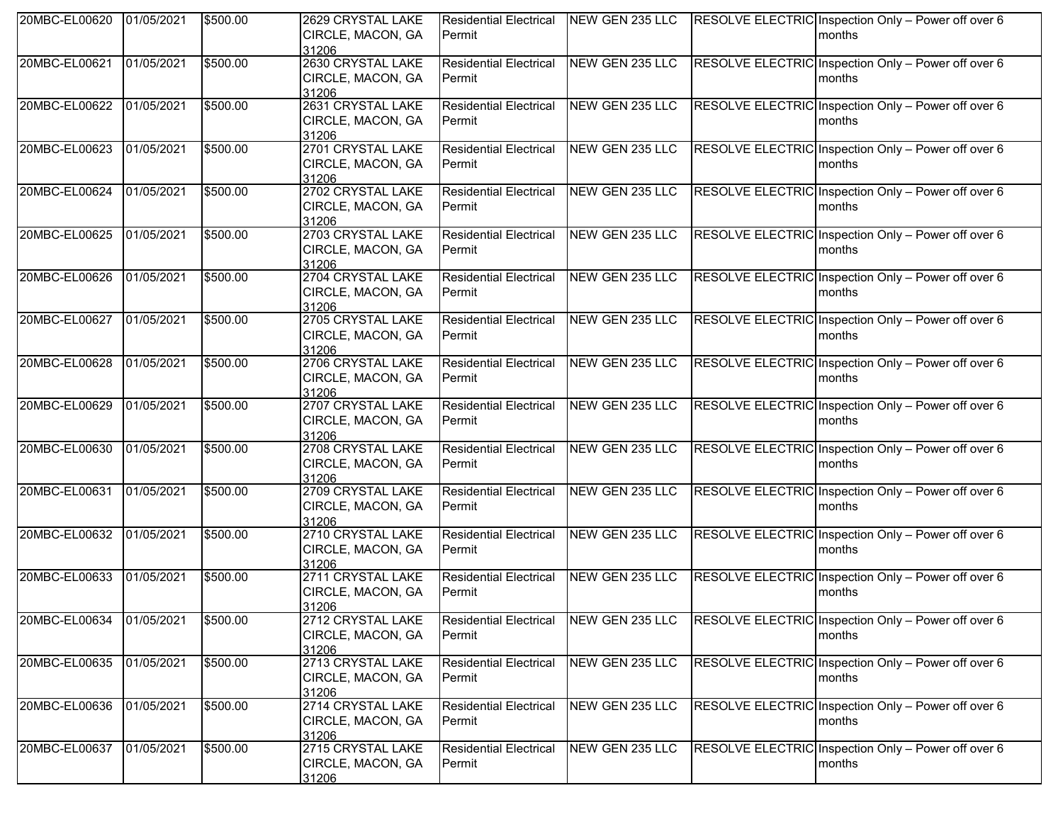| | | | | | | | |
|---|---|---|---|---|---|---|---|
| 20MBC-EL00620 | 01/05/2021 | $500.00 | 2629 CRYSTAL LAKE CIRCLE, MACON, GA 31206 | Residential Electrical Permit | NEW GEN 235 LLC | RESOLVE ELECTRIC | Inspection Only – Power off over 6 months |
| 20MBC-EL00621 | 01/05/2021 | $500.00 | 2630 CRYSTAL LAKE CIRCLE, MACON, GA 31206 | Residential Electrical Permit | NEW GEN 235 LLC | RESOLVE ELECTRIC | Inspection Only – Power off over 6 months |
| 20MBC-EL00622 | 01/05/2021 | $500.00 | 2631 CRYSTAL LAKE CIRCLE, MACON, GA 31206 | Residential Electrical Permit | NEW GEN 235 LLC | RESOLVE ELECTRIC | Inspection Only – Power off over 6 months |
| 20MBC-EL00623 | 01/05/2021 | $500.00 | 2701 CRYSTAL LAKE CIRCLE, MACON, GA 31206 | Residential Electrical Permit | NEW GEN 235 LLC | RESOLVE ELECTRIC | Inspection Only – Power off over 6 months |
| 20MBC-EL00624 | 01/05/2021 | $500.00 | 2702 CRYSTAL LAKE CIRCLE, MACON, GA 31206 | Residential Electrical Permit | NEW GEN 235 LLC | RESOLVE ELECTRIC | Inspection Only – Power off over 6 months |
| 20MBC-EL00625 | 01/05/2021 | $500.00 | 2703 CRYSTAL LAKE CIRCLE, MACON, GA 31206 | Residential Electrical Permit | NEW GEN 235 LLC | RESOLVE ELECTRIC | Inspection Only – Power off over 6 months |
| 20MBC-EL00626 | 01/05/2021 | $500.00 | 2704 CRYSTAL LAKE CIRCLE, MACON, GA 31206 | Residential Electrical Permit | NEW GEN 235 LLC | RESOLVE ELECTRIC | Inspection Only – Power off over 6 months |
| 20MBC-EL00627 | 01/05/2021 | $500.00 | 2705 CRYSTAL LAKE CIRCLE, MACON, GA 31206 | Residential Electrical Permit | NEW GEN 235 LLC | RESOLVE ELECTRIC | Inspection Only – Power off over 6 months |
| 20MBC-EL00628 | 01/05/2021 | $500.00 | 2706 CRYSTAL LAKE CIRCLE, MACON, GA 31206 | Residential Electrical Permit | NEW GEN 235 LLC | RESOLVE ELECTRIC | Inspection Only – Power off over 6 months |
| 20MBC-EL00629 | 01/05/2021 | $500.00 | 2707 CRYSTAL LAKE CIRCLE, MACON, GA 31206 | Residential Electrical Permit | NEW GEN 235 LLC | RESOLVE ELECTRIC | Inspection Only – Power off over 6 months |
| 20MBC-EL00630 | 01/05/2021 | $500.00 | 2708 CRYSTAL LAKE CIRCLE, MACON, GA 31206 | Residential Electrical Permit | NEW GEN 235 LLC | RESOLVE ELECTRIC | Inspection Only – Power off over 6 months |
| 20MBC-EL00631 | 01/05/2021 | $500.00 | 2709 CRYSTAL LAKE CIRCLE, MACON, GA 31206 | Residential Electrical Permit | NEW GEN 235 LLC | RESOLVE ELECTRIC | Inspection Only – Power off over 6 months |
| 20MBC-EL00632 | 01/05/2021 | $500.00 | 2710 CRYSTAL LAKE CIRCLE, MACON, GA 31206 | Residential Electrical Permit | NEW GEN 235 LLC | RESOLVE ELECTRIC | Inspection Only – Power off over 6 months |
| 20MBC-EL00633 | 01/05/2021 | $500.00 | 2711 CRYSTAL LAKE CIRCLE, MACON, GA 31206 | Residential Electrical Permit | NEW GEN 235 LLC | RESOLVE ELECTRIC | Inspection Only – Power off over 6 months |
| 20MBC-EL00634 | 01/05/2021 | $500.00 | 2712 CRYSTAL LAKE CIRCLE, MACON, GA 31206 | Residential Electrical Permit | NEW GEN 235 LLC | RESOLVE ELECTRIC | Inspection Only – Power off over 6 months |
| 20MBC-EL00635 | 01/05/2021 | $500.00 | 2713 CRYSTAL LAKE CIRCLE, MACON, GA 31206 | Residential Electrical Permit | NEW GEN 235 LLC | RESOLVE ELECTRIC | Inspection Only – Power off over 6 months |
| 20MBC-EL00636 | 01/05/2021 | $500.00 | 2714 CRYSTAL LAKE CIRCLE, MACON, GA 31206 | Residential Electrical Permit | NEW GEN 235 LLC | RESOLVE ELECTRIC | Inspection Only – Power off over 6 months |
| 20MBC-EL00637 | 01/05/2021 | $500.00 | 2715 CRYSTAL LAKE CIRCLE, MACON, GA 31206 | Residential Electrical Permit | NEW GEN 235 LLC | RESOLVE ELECTRIC | Inspection Only – Power off over 6 months |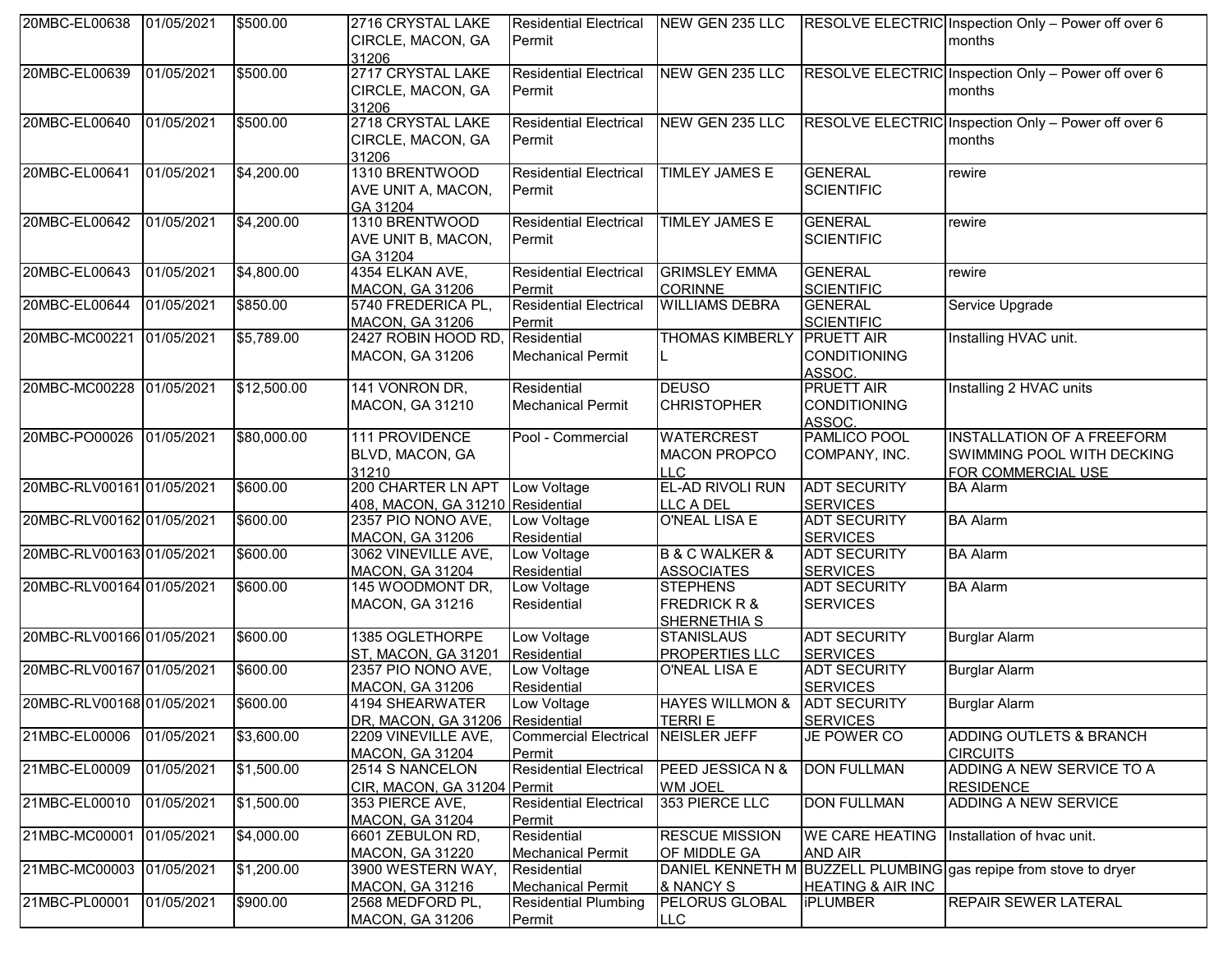| | | | | | | | |
|---|---|---|---|---|---|---|---|
| 20MBC-EL00638 | 01/05/2021 | $500.00 | 2716 CRYSTAL LAKE CIRCLE, MACON, GA 31206 | Residential Electrical Permit | NEW GEN 235 LLC | RESOLVE ELECTRIC | Inspection Only – Power off over 6 months |
| 20MBC-EL00639 | 01/05/2021 | $500.00 | 2717 CRYSTAL LAKE CIRCLE, MACON, GA 31206 | Residential Electrical Permit | NEW GEN 235 LLC | RESOLVE ELECTRIC | Inspection Only – Power off over 6 months |
| 20MBC-EL00640 | 01/05/2021 | $500.00 | 2718 CRYSTAL LAKE CIRCLE, MACON, GA 31206 | Residential Electrical Permit | NEW GEN 235 LLC | RESOLVE ELECTRIC | Inspection Only – Power off over 6 months |
| 20MBC-EL00641 | 01/05/2021 | $4,200.00 | 1310 BRENTWOOD AVE UNIT A, MACON, GA 31204 | Residential Electrical Permit | TIMLEY JAMES E | GENERAL SCIENTIFIC | rewire |
| 20MBC-EL00642 | 01/05/2021 | $4,200.00 | 1310 BRENTWOOD AVE UNIT B, MACON, GA 31204 | Residential Electrical Permit | TIMLEY JAMES E | GENERAL SCIENTIFIC | rewire |
| 20MBC-EL00643 | 01/05/2021 | $4,800.00 | 4354 ELKAN AVE, MACON, GA 31206 | Residential Electrical Permit | GRIMSLEY EMMA CORINNE | GENERAL SCIENTIFIC | rewire |
| 20MBC-EL00644 | 01/05/2021 | $850.00 | 5740 FREDERICA PL, MACON, GA 31206 | Residential Electrical Permit | WILLIAMS DEBRA | GENERAL SCIENTIFIC | Service Upgrade |
| 20MBC-MC00221 | 01/05/2021 | $5,789.00 | 2427 ROBIN HOOD RD, MACON, GA 31206 | Residential Mechanical Permit | THOMAS KIMBERLY L | PRUETT AIR CONDITIONING ASSOC. | Installing HVAC unit. |
| 20MBC-MC00228 | 01/05/2021 | $12,500.00 | 141 VONRON DR, MACON, GA 31210 | Residential Mechanical Permit | DEUSO CHRISTOPHER | PRUETT AIR CONDITIONING ASSOC. | Installing 2 HVAC units |
| 20MBC-PO00026 | 01/05/2021 | $80,000.00 | 111 PROVIDENCE BLVD, MACON, GA 31210 | Pool - Commercial | WATERCREST MACON PROPCO LLC | PAMLICO POOL COMPANY, INC. | INSTALLATION OF A FREEFORM SWIMMING POOL WITH DECKING FOR COMMERCIAL USE |
| 20MBC-RLV00161 | 01/05/2021 | $600.00 | 200 CHARTER LN APT 408, MACON, GA 31210 | Low Voltage Residential | EL-AD RIVOLI RUN LLC A DEL | ADT SECURITY SERVICES | BA Alarm |
| 20MBC-RLV00162 | 01/05/2021 | $600.00 | 2357 PIO NONO AVE, MACON, GA 31206 | Low Voltage Residential | O'NEAL LISA E | ADT SECURITY SERVICES | BA Alarm |
| 20MBC-RLV00163 | 01/05/2021 | $600.00 | 3062 VINEVILLE AVE, MACON, GA 31204 | Low Voltage Residential | B & C WALKER & ASSOCIATES | ADT SECURITY SERVICES | BA Alarm |
| 20MBC-RLV00164 | 01/05/2021 | $600.00 | 145 WOODMONT DR, MACON, GA 31216 | Low Voltage Residential | STEPHENS FREDRICK R & SHERNETHIA S | ADT SECURITY SERVICES | BA Alarm |
| 20MBC-RLV00166 | 01/05/2021 | $600.00 | 1385 OGLETHORPE ST, MACON, GA 31201 | Low Voltage Residential | STANISLAUS PROPERTIES LLC | ADT SECURITY SERVICES | Burglar Alarm |
| 20MBC-RLV00167 | 01/05/2021 | $600.00 | 2357 PIO NONO AVE, MACON, GA 31206 | Low Voltage Residential | O'NEAL LISA E | ADT SECURITY SERVICES | Burglar Alarm |
| 20MBC-RLV00168 | 01/05/2021 | $600.00 | 4194 SHEARWATER DR, MACON, GA 31206 | Low Voltage Residential | HAYES WILLMON & TERRI E | ADT SECURITY SERVICES | Burglar Alarm |
| 21MBC-EL00006 | 01/05/2021 | $3,600.00 | 2209 VINEVILLE AVE, MACON, GA 31204 | Commercial Electrical Permit | NEISLER JEFF | JE POWER CO | ADDING OUTLETS & BRANCH CIRCUITS |
| 21MBC-EL00009 | 01/05/2021 | $1,500.00 | 2514 S NANCELON CIR, MACON, GA 31204 | Residential Electrical Permit | PEED JESSICA N & WM JOEL | DON FULLMAN | ADDING A NEW SERVICE TO A RESIDENCE |
| 21MBC-EL00010 | 01/05/2021 | $1,500.00 | 353 PIERCE AVE, MACON, GA 31204 | Residential Electrical Permit | 353 PIERCE LLC | DON FULLMAN | ADDING A NEW SERVICE |
| 21MBC-MC00001 | 01/05/2021 | $4,000.00 | 6601 ZEBULON RD, MACON, GA 31220 | Residential Mechanical Permit | RESCUE MISSION OF MIDDLE GA | WE CARE HEATING AND AIR | Installation of hvac unit. |
| 21MBC-MC00003 | 01/05/2021 | $1,200.00 | 3900 WESTERN WAY, MACON, GA 31216 | Residential Mechanical Permit | DANIEL KENNETH M & NANCY S | BUZZELL PLUMBING HEATING & AIR INC | gas repipe from stove to dryer |
| 21MBC-PL00001 | 01/05/2021 | $900.00 | 2568 MEDFORD PL, MACON, GA 31206 | Residential Plumbing Permit | PELORUS GLOBAL LLC | iPLUMBER | REPAIR SEWER LATERAL |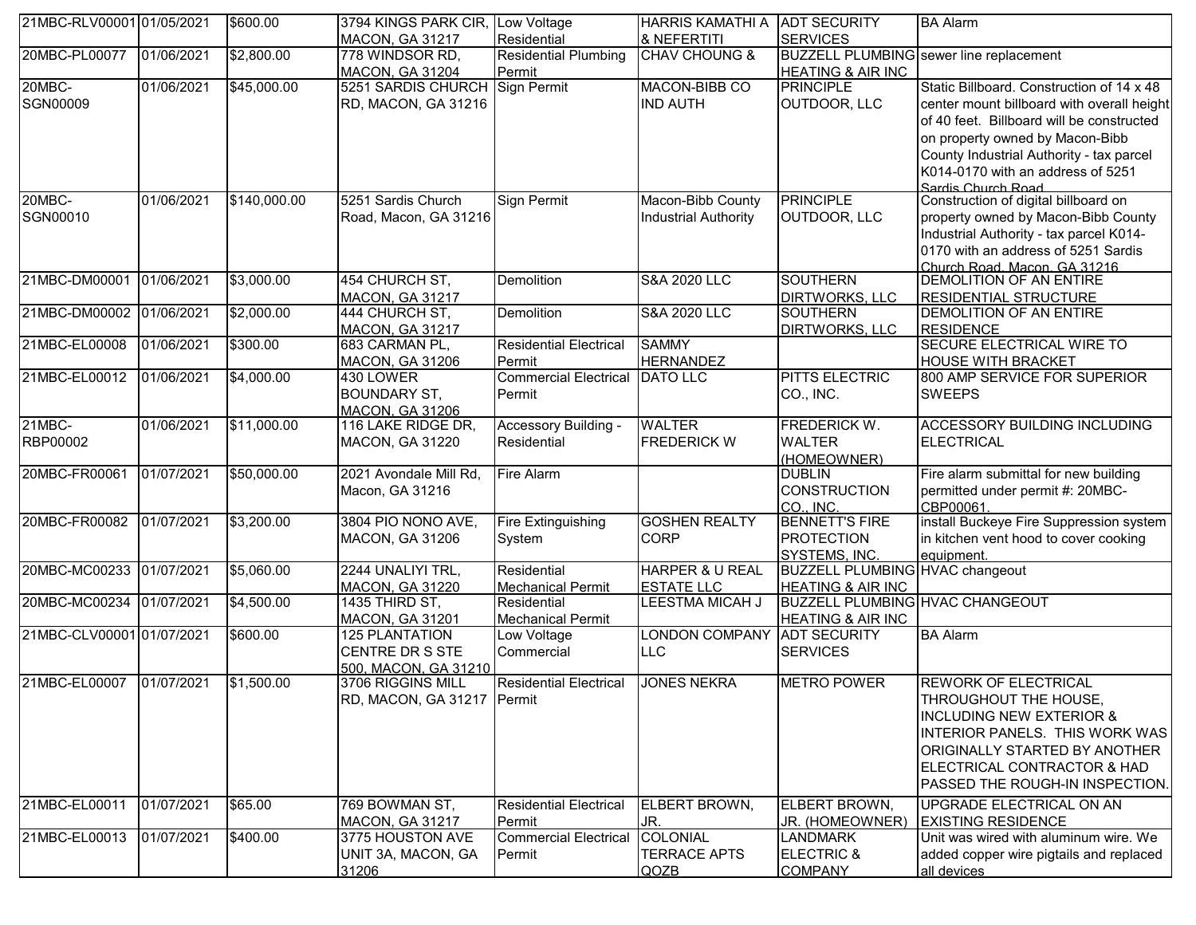| | | | | | | | |
|---|---|---|---|---|---|---|---|
| 21MBC-RLV00001 | 01/05/2021 | $600.00 | 3794 KINGS PARK CIR, MACON, GA 31217 | Low Voltage Residential | HARRIS KAMATHI A & NEFERTITI | ADT SECURITY SERVICES | BA Alarm |
| 20MBC-PL00077 | 01/06/2021 | $2,800.00 | 778 WINDSOR RD, MACON, GA 31204 | Residential Plumbing Permit | CHAV CHOUNG & | BUZZELL PLUMBING HEATING & AIR INC | sewer line replacement |
| 20MBC-SGN00009 | 01/06/2021 | $45,000.00 | 5251 SARDIS CHURCH RD, MACON, GA 31216 | Sign Permit | MACON-BIBB CO IND AUTH | PRINCIPLE OUTDOOR, LLC | Static Billboard. Construction of 14 x 48 center mount billboard with overall height of 40 feet. Billboard will be constructed on property owned by Macon-Bibb County Industrial Authority - tax parcel K014-0170 with an address of 5251 Sardis Church Road |
| 20MBC-SGN00010 | 01/06/2021 | $140,000.00 | 5251 Sardis Church Road, Macon, GA 31216 | Sign Permit | Macon-Bibb County Industrial Authority | PRINCIPLE OUTDOOR, LLC | Construction of digital billboard on property owned by Macon-Bibb County Industrial Authority - tax parcel K014-0170 with an address of 5251 Sardis Church Road, Macon, GA 31216 |
| 21MBC-DM00001 | 01/06/2021 | $3,000.00 | 454 CHURCH ST, MACON, GA 31217 | Demolition | S&A 2020 LLC | SOUTHERN DIRTWORKS, LLC | DEMOLITION OF AN ENTIRE RESIDENTIAL STRUCTURE |
| 21MBC-DM00002 | 01/06/2021 | $2,000.00 | 444 CHURCH ST, MACON, GA 31217 | Demolition | S&A 2020 LLC | SOUTHERN DIRTWORKS, LLC | DEMOLITION OF AN ENTIRE RESIDENCE |
| 21MBC-EL00008 | 01/06/2021 | $300.00 | 683 CARMAN PL, MACON, GA 31206 | Residential Electrical Permit | SAMMY HERNANDEZ | | SECURE ELECTRICAL WIRE TO HOUSE WITH BRACKET |
| 21MBC-EL00012 | 01/06/2021 | $4,000.00 | 430 LOWER BOUNDARY ST, MACON, GA 31206 | Commercial Electrical Permit | DATO LLC | PITTS ELECTRIC CO., INC. | 800 AMP SERVICE FOR SUPERIOR SWEEPS |
| 21MBC-RBP00002 | 01/06/2021 | $11,000.00 | 116 LAKE RIDGE DR, MACON, GA 31220 | Accessory Building - Residential | WALTER FREDERICK W | FREDERICK W. WALTER (HOMEOWNER) | ACCESSORY BUILDING INCLUDING ELECTRICAL |
| 20MBC-FR00061 | 01/07/2021 | $50,000.00 | 2021 Avondale Mill Rd, Macon, GA 31216 | Fire Alarm | | DUBLIN CONSTRUCTION CO., INC. | Fire alarm submittal for new building permitted under permit #: 20MBC-CBP00061. |
| 20MBC-FR00082 | 01/07/2021 | $3,200.00 | 3804 PIO NONO AVE, MACON, GA 31206 | Fire Extinguishing System | GOSHEN REALTY CORP | BENNETT'S FIRE PROTECTION SYSTEMS, INC. | install Buckeye Fire Suppression system in kitchen vent hood to cover cooking equipment. |
| 20MBC-MC00233 | 01/07/2021 | $5,060.00 | 2244 UNALIYI TRL, MACON, GA 31220 | Residential Mechanical Permit | HARPER & U REAL ESTATE LLC | BUZZELL PLUMBING HEATING & AIR INC | HVAC changeout |
| 20MBC-MC00234 | 01/07/2021 | $4,500.00 | 1435 THIRD ST, MACON, GA 31201 | Residential Mechanical Permit | LEESTMA MICAH J | BUZZELL PLUMBING HEATING & AIR INC | HVAC CHANGEOUT |
| 21MBC-CLV00001 | 01/07/2021 | $600.00 | 125 PLANTATION CENTRE DR S STE 500, MACON, GA 31210 | Low Voltage Commercial | LONDON COMPANY LLC | ADT SECURITY SERVICES | BA Alarm |
| 21MBC-EL00007 | 01/07/2021 | $1,500.00 | 3706 RIGGINS MILL RD, MACON, GA 31217 | Residential Electrical Permit | JONES NEKRA | METRO POWER | REWORK OF ELECTRICAL THROUGHOUT THE HOUSE, INCLUDING NEW EXTERIOR & INTERIOR PANELS. THIS WORK WAS ORIGINALLY STARTED BY ANOTHER ELECTRICAL CONTRACTOR & HAD PASSED THE ROUGH-IN INSPECTION. |
| 21MBC-EL00011 | 01/07/2021 | $65.00 | 769 BOWMAN ST, MACON, GA 31217 | Residential Electrical Permit | ELBERT BROWN, JR. | ELBERT BROWN, JR. (HOMEOWNER) | UPGRADE ELECTRICAL ON AN EXISTING RESIDENCE |
| 21MBC-EL00013 | 01/07/2021 | $400.00 | 3775 HOUSTON AVE UNIT 3A, MACON, GA 31206 | Commercial Electrical Permit | COLONIAL TERRACE APTS QOZB | LANDMARK ELECTRIC & COMPANY | Unit was wired with aluminum wire. We added copper wire pigtails and replaced all devices |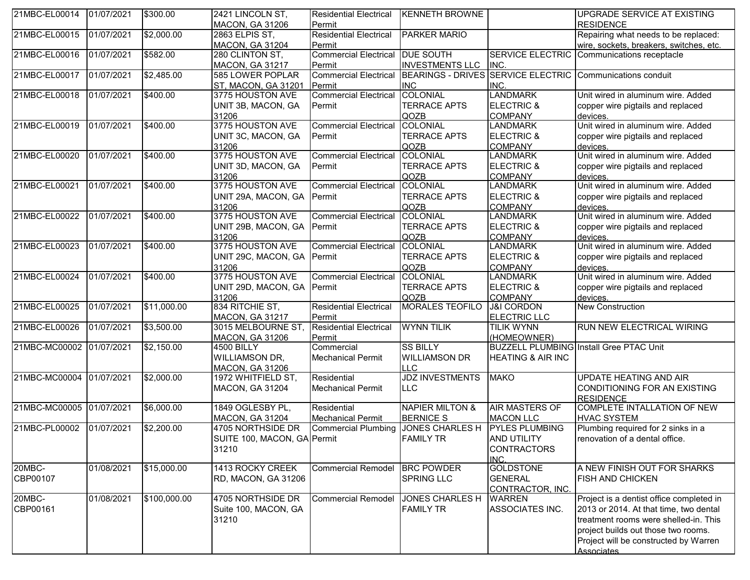| | | | | | | | |
|---|---|---|---|---|---|---|---|
| 21MBC-EL00014 | 01/07/2021 | $300.00 | 2421 LINCOLN ST, MACON, GA 31206 | Residential Electrical Permit | KENNETH BROWNE | | UPGRADE SERVICE AT EXISTING RESIDENCE |
| 21MBC-EL00015 | 01/07/2021 | $2,000.00 | 2863 ELPIS ST, MACON, GA 31204 | Residential Electrical Permit | PARKER MARIO | | Repairing what needs to be replaced: wire, sockets, breakers, switches, etc. |
| 21MBC-EL00016 | 01/07/2021 | $582.00 | 280 CLINTON ST, MACON, GA 31217 | Commercial Electrical Permit | DUE SOUTH INVESTMENTS LLC | SERVICE ELECTRIC INC. | Communications receptacle |
| 21MBC-EL00017 | 01/07/2021 | $2,485.00 | 585 LOWER POPLAR ST, MACON, GA 31201 | Commercial Electrical Permit | BEARINGS - DRIVES INC | SERVICE ELECTRIC INC. | Communications conduit |
| 21MBC-EL00018 | 01/07/2021 | $400.00 | 3775 HOUSTON AVE UNIT 3B, MACON, GA 31206 | Commercial Electrical Permit | COLONIAL TERRACE APTS QOZB | LANDMARK ELECTRIC & COMPANY | Unit wired in aluminum wire. Added copper wire pigtails and replaced devices. |
| 21MBC-EL00019 | 01/07/2021 | $400.00 | 3775 HOUSTON AVE UNIT 3C, MACON, GA 31206 | Commercial Electrical Permit | COLONIAL TERRACE APTS QOZB | LANDMARK ELECTRIC & COMPANY | Unit wired in aluminum wire. Added copper wire pigtails and replaced devices. |
| 21MBC-EL00020 | 01/07/2021 | $400.00 | 3775 HOUSTON AVE UNIT 3D, MACON, GA 31206 | Commercial Electrical Permit | COLONIAL TERRACE APTS QOZB | LANDMARK ELECTRIC & COMPANY | Unit wired in aluminum wire. Added copper wire pigtails and replaced devices. |
| 21MBC-EL00021 | 01/07/2021 | $400.00 | 3775 HOUSTON AVE UNIT 29A, MACON, GA 31206 | Commercial Electrical Permit | COLONIAL TERRACE APTS QOZB | LANDMARK ELECTRIC & COMPANY | Unit wired in aluminum wire. Added copper wire pigtails and replaced devices. |
| 21MBC-EL00022 | 01/07/2021 | $400.00 | 3775 HOUSTON AVE UNIT 29B, MACON, GA 31206 | Commercial Electrical Permit | COLONIAL TERRACE APTS QOZB | LANDMARK ELECTRIC & COMPANY | Unit wired in aluminum wire. Added copper wire pigtails and replaced devices. |
| 21MBC-EL00023 | 01/07/2021 | $400.00 | 3775 HOUSTON AVE UNIT 29C, MACON, GA 31206 | Commercial Electrical Permit | COLONIAL TERRACE APTS QOZB | LANDMARK ELECTRIC & COMPANY | Unit wired in aluminum wire. Added copper wire pigtails and replaced devices. |
| 21MBC-EL00024 | 01/07/2021 | $400.00 | 3775 HOUSTON AVE UNIT 29D, MACON, GA 31206 | Commercial Electrical Permit | COLONIAL TERRACE APTS QOZB | LANDMARK ELECTRIC & COMPANY | Unit wired in aluminum wire. Added copper wire pigtails and replaced devices. |
| 21MBC-EL00025 | 01/07/2021 | $11,000.00 | 834 RITCHIE ST, MACON, GA 31217 | Residential Electrical Permit | MORALES TEOFILO | J&I CORDON ELECTRIC LLC | New Construction |
| 21MBC-EL00026 | 01/07/2021 | $3,500.00 | 3015 MELBOURNE ST, MACON, GA 31206 | Residential Electrical Permit | WYNN TILIK | TILIK WYNN (HOMEOWNER) | RUN NEW ELECTRICAL WIRING |
| 21MBC-MC00002 | 01/07/2021 | $2,150.00 | 4500 BILLY WILLIAMSON DR, MACON, GA 31206 | Commercial Mechanical Permit | SS BILLY WILLIAMSON DR LLC | BUZZELL PLUMBING HEATING & AIR INC | Install Gree PTAC Unit |
| 21MBC-MC00004 | 01/07/2021 | $2,000.00 | 1972 WHITFIELD ST, MACON, GA 31204 | Residential Mechanical Permit | JDZ INVESTMENTS LLC | MAKO | UPDATE HEATING AND AIR CONDITIONING FOR AN EXISTING RESIDENCE |
| 21MBC-MC00005 | 01/07/2021 | $6,000.00 | 1849 OGLESBY PL, MACON, GA 31204 | Residential Mechanical Permit | NAPIER MILTON & BERNICE S | AIR MASTERS OF MACON LLC | COMPLETE INTALLATION OF NEW HVAC SYSTEM |
| 21MBC-PL00002 | 01/07/2021 | $2,200.00 | 4705 NORTHSIDE DR SUITE 100, MACON, GA 31210 | Commercial Plumbing Permit | JONES CHARLES H FAMILY TR | PYLES PLUMBING AND UTILITY CONTRACTORS INC. | Plumbing required for 2 sinks in a renovation of a dental office. |
| 20MBC-CBP00107 | 01/08/2021 | $15,000.00 | 1413 ROCKY CREEK RD, MACON, GA 31206 | Commercial Remodel | BRC POWDER SPRING LLC | GOLDSTONE GENERAL CONTRACTOR, INC. | A NEW FINISH OUT FOR SHARKS FISH AND CHICKEN |
| 20MBC-CBP00161 | 01/08/2021 | $100,000.00 | 4705 NORTHSIDE DR Suite 100, MACON, GA 31210 | Commercial Remodel | JONES CHARLES H FAMILY TR | WARREN ASSOCIATES INC. | Project is a dentist office completed in 2013 or 2014. At that time, two dental treatment rooms were shelled-in. This project builds out those two rooms. Project will be constructed by Warren Associates |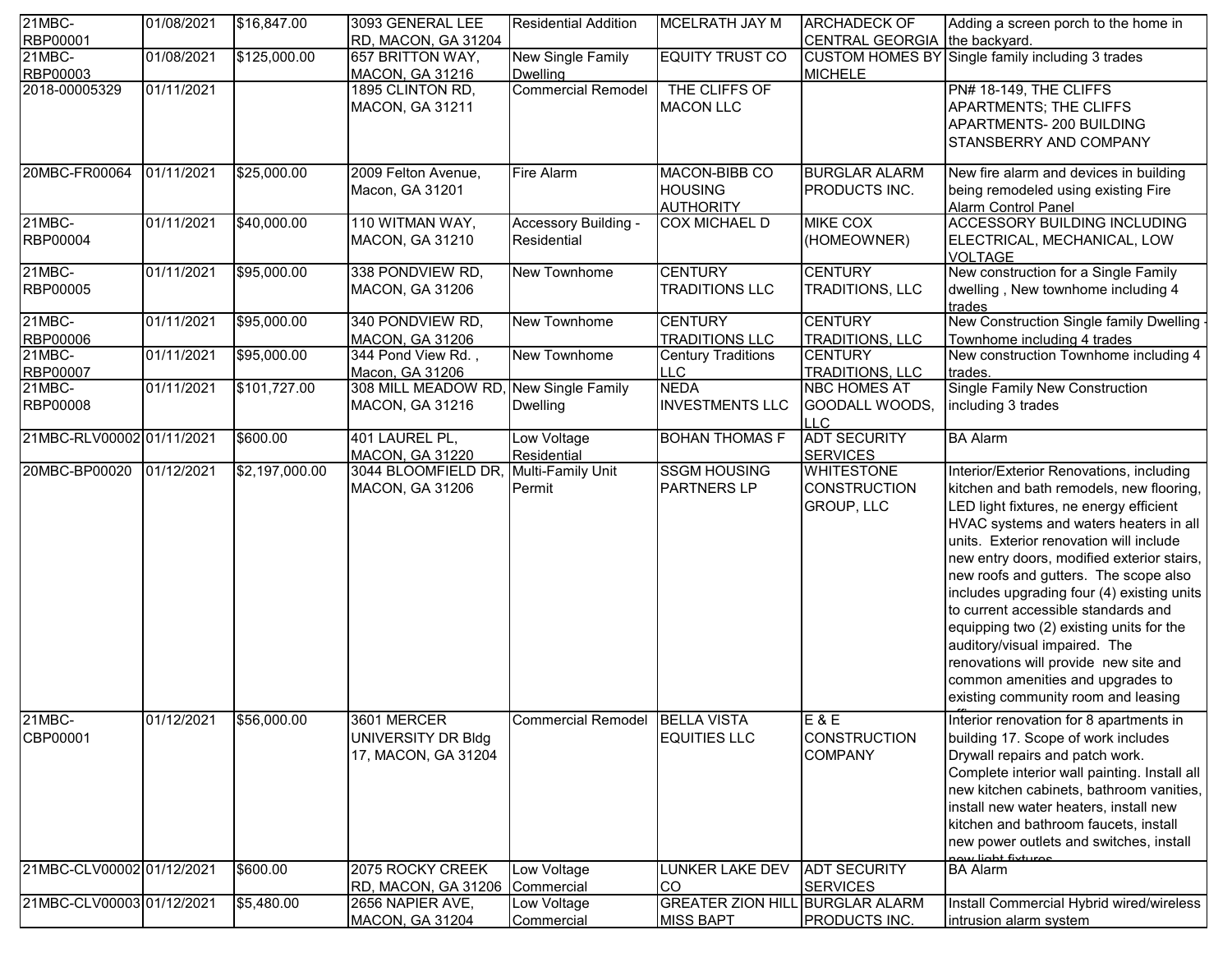| | | | | | | | |
|---|---|---|---|---|---|---|---|
| 21MBC-RBP00001 | 01/08/2021 | $16,847.00 | 3093 GENERAL LEE RD, MACON, GA 31204 | Residential Addition | MCELRATH JAY M | ARCHADECK OF CENTRAL GEORGIA | Adding a screen porch to the home in the backyard. |
| 21MBC-RBP00003 | 01/08/2021 | $125,000.00 | 657 BRITTON WAY, MACON, GA 31216 | New Single Family Dwelling | EQUITY TRUST CO | CUSTOM HOMES BY MICHELE | Single family including 3 trades |
| 2018-00005329 | 01/11/2021 | | 1895 CLINTON RD, MACON, GA 31211 | Commercial Remodel | THE CLIFFS OF MACON LLC | | PN# 18-149, THE CLIFFS APARTMENTS; THE CLIFFS APARTMENTS- 200 BUILDING STANSBERRY AND COMPANY |
| 20MBC-FR00064 | 01/11/2021 | $25,000.00 | 2009 Felton Avenue, Macon, GA 31201 | Fire Alarm | MACON-BIBB CO HOUSING AUTHORITY | BURGLAR ALARM PRODUCTS INC. | New fire alarm and devices in building being remodeled using existing Fire Alarm Control Panel |
| 21MBC-RBP00004 | 01/11/2021 | $40,000.00 | 110 WITMAN WAY, MACON, GA 31210 | Accessory Building - Residential | COX MICHAEL D | MIKE COX (HOMEOWNER) | ACCESSORY BUILDING INCLUDING ELECTRICAL, MECHANICAL, LOW VOLTAGE |
| 21MBC-RBP00005 | 01/11/2021 | $95,000.00 | 338 PONDVIEW RD, MACON, GA 31206 | New Townhome | CENTURY TRADITIONS LLC | CENTURY TRADITIONS, LLC | New construction for a Single Family dwelling , New townhome including 4 trades |
| 21MBC-RBP00006 | 01/11/2021 | $95,000.00 | 340 PONDVIEW RD, MACON, GA 31206 | New Townhome | CENTURY TRADITIONS LLC | CENTURY TRADITIONS, LLC | New Construction Single family Dwelling - Townhome including 4 trades |
| 21MBC-RBP00007 | 01/11/2021 | $95,000.00 | 344 Pond View Rd. , Macon, GA 31206 | New Townhome | Century Traditions LLC | CENTURY TRADITIONS, LLC | New construction Townhome including 4 trades. |
| 21MBC-RBP00008 | 01/11/2021 | $101,727.00 | 308 MILL MEADOW RD, MACON, GA 31216 | New Single Family Dwelling | NEDA INVESTMENTS LLC | NBC HOMES AT GOODALL WOODS, LLC | Single Family New Construction including 3 trades |
| 21MBC-RLV00002 | 01/11/2021 | $600.00 | 401 LAUREL PL, MACON, GA 31220 | Low Voltage Residential | BOHAN THOMAS F | ADT SECURITY SERVICES | BA Alarm |
| 20MBC-BP00020 | 01/12/2021 | $2,197,000.00 | 3044 BLOOMFIELD DR, MACON, GA 31206 | Multi-Family Unit Permit | SSGM HOUSING PARTNERS LP | WHITESTONE CONSTRUCTION GROUP, LLC | Interior/Exterior Renovations, including kitchen and bath remodels, new flooring, LED light fixtures, ne energy efficient HVAC systems and waters heaters in all units. Exterior renovation will include new entry doors, modified exterior stairs, new roofs and gutters. The scope also includes upgrading four (4) existing units to current accessible standards and equipping two (2) existing units for the auditory/visual impaired. The renovations will provide new site and common amenities and upgrades to existing community room and leasing office |
| 21MBC-CBP00001 | 01/12/2021 | $56,000.00 | 3601 MERCER UNIVERSITY DR Bldg 17, MACON, GA 31204 | Commercial Remodel | BELLA VISTA EQUITIES LLC | E & E CONSTRUCTION COMPANY | Interior renovation for 8 apartments in building 17. Scope of work includes Drywall repairs and patch work. Complete interior wall painting. Install all new kitchen cabinets, bathroom vanities, install new water heaters, install new kitchen and bathroom faucets, install new power outlets and switches, install new light fixtures |
| 21MBC-CLV00002 | 01/12/2021 | $600.00 | 2075 ROCKY CREEK RD, MACON, GA 31206 | Low Voltage Commercial | LUNKER LAKE DEV CO | ADT SECURITY SERVICES | BA Alarm |
| 21MBC-CLV00003 | 01/12/2021 | $5,480.00 | 2656 NAPIER AVE, MACON, GA 31204 | Low Voltage Commercial | GREATER ZION HILL MISS BAPT | BURGLAR ALARM PRODUCTS INC. | Install Commercial Hybrid wired/wireless intrusion alarm system |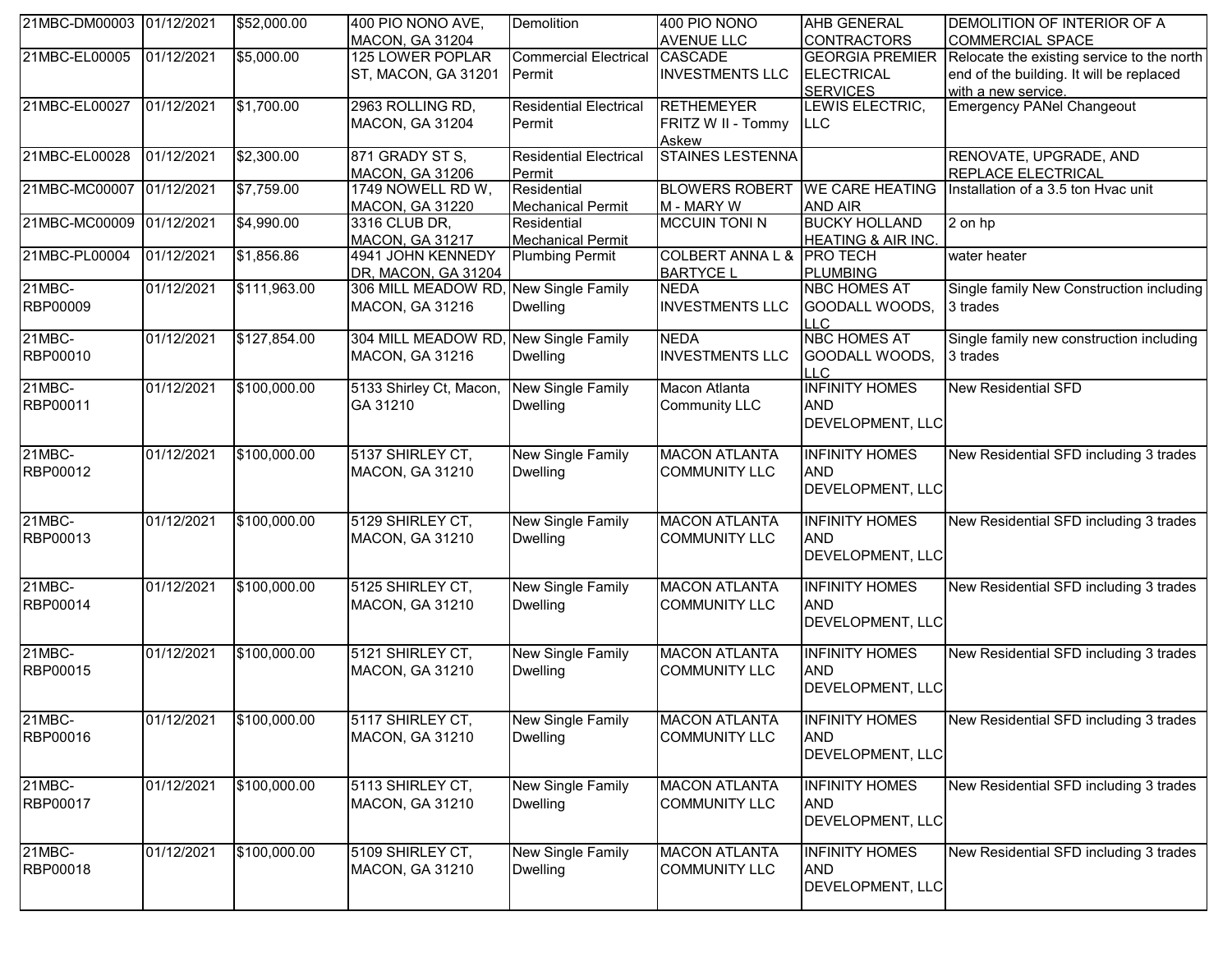| 21MBC-DM00003 | 01/12/2021 | $52,000.00 | 400 PIO NONO AVE, MACON, GA 31204 | Demolition | 400 PIO NONO AVENUE LLC | AHB GENERAL CONTRACTORS | DEMOLITION OF INTERIOR OF A COMMERCIAL SPACE |
|---|---|---|---|---|---|---|---|
| 21MBC-EL00005 | 01/12/2021 | $5,000.00 | 125 LOWER POPLAR ST, MACON, GA 31201 | Commercial Electrical Permit | CASCADE INVESTMENTS LLC | GEORGIA PREMIER ELECTRICAL SERVICES | Relocate the existing service to the north end of the building. It will be replaced with a new service. |
| 21MBC-EL00027 | 01/12/2021 | $1,700.00 | 2963 ROLLING RD, MACON, GA 31204 | Residential Electrical Permit | RETHEMEYER FRITZ W II - Tommy Askew | LEWIS ELECTRIC, LLC | Emergency PANel Changeout |
| 21MBC-EL00028 | 01/12/2021 | $2,300.00 | 871 GRADY ST S, MACON, GA 31206 | Residential Electrical Permit | STAINES LESTENNA | | RENOVATE, UPGRADE, AND REPLACE ELECTRICAL |
| 21MBC-MC00007 | 01/12/2021 | $7,759.00 | 1749 NOWELL RD W, MACON, GA 31220 | Residential Mechanical Permit | BLOWERS ROBERT M - MARY W | WE CARE HEATING AND AIR | Installation of a 3.5 ton Hvac unit |
| 21MBC-MC00009 | 01/12/2021 | $4,990.00 | 3316 CLUB DR, MACON, GA 31217 | Residential Mechanical Permit | MCCUIN TONI N | BUCKY HOLLAND HEATING & AIR INC. | 2 on hp |
| 21MBC-PL00004 | 01/12/2021 | $1,856.86 | 4941 JOHN KENNEDY DR, MACON, GA 31204 | Plumbing Permit | COLBERT ANNA L & BARTYCE L | PRO TECH PLUMBING | water heater |
| 21MBC-RBP00009 | 01/12/2021 | $111,963.00 | 306 MILL MEADOW RD, MACON, GA 31216 | New Single Family Dwelling | NEDA INVESTMENTS LLC | NBC HOMES AT GOODALL WOODS, LLC | Single family New Construction including 3 trades |
| 21MBC-RBP00010 | 01/12/2021 | $127,854.00 | 304 MILL MEADOW RD, MACON, GA 31216 | New Single Family Dwelling | NEDA INVESTMENTS LLC | NBC HOMES AT GOODALL WOODS, LLC | Single family new construction including 3 trades |
| 21MBC-RBP00011 | 01/12/2021 | $100,000.00 | 5133 Shirley Ct, Macon, GA 31210 | New Single Family Dwelling | Macon Atlanta Community LLC | INFINITY HOMES AND DEVELOPMENT, LLC | New Residential SFD |
| 21MBC-RBP00012 | 01/12/2021 | $100,000.00 | 5137 SHIRLEY CT, MACON, GA 31210 | New Single Family Dwelling | MACON ATLANTA COMMUNITY LLC | INFINITY HOMES AND DEVELOPMENT, LLC | New Residential SFD including 3 trades |
| 21MBC-RBP00013 | 01/12/2021 | $100,000.00 | 5129 SHIRLEY CT, MACON, GA 31210 | New Single Family Dwelling | MACON ATLANTA COMMUNITY LLC | INFINITY HOMES AND DEVELOPMENT, LLC | New Residential SFD including 3 trades |
| 21MBC-RBP00014 | 01/12/2021 | $100,000.00 | 5125 SHIRLEY CT, MACON, GA 31210 | New Single Family Dwelling | MACON ATLANTA COMMUNITY LLC | INFINITY HOMES AND DEVELOPMENT, LLC | New Residential SFD including 3 trades |
| 21MBC-RBP00015 | 01/12/2021 | $100,000.00 | 5121 SHIRLEY CT, MACON, GA 31210 | New Single Family Dwelling | MACON ATLANTA COMMUNITY LLC | INFINITY HOMES AND DEVELOPMENT, LLC | New Residential SFD including 3 trades |
| 21MBC-RBP00016 | 01/12/2021 | $100,000.00 | 5117 SHIRLEY CT, MACON, GA 31210 | New Single Family Dwelling | MACON ATLANTA COMMUNITY LLC | INFINITY HOMES AND DEVELOPMENT, LLC | New Residential SFD including 3 trades |
| 21MBC-RBP00017 | 01/12/2021 | $100,000.00 | 5113 SHIRLEY CT, MACON, GA 31210 | New Single Family Dwelling | MACON ATLANTA COMMUNITY LLC | INFINITY HOMES AND DEVELOPMENT, LLC | New Residential SFD including 3 trades |
| 21MBC-RBP00018 | 01/12/2021 | $100,000.00 | 5109 SHIRLEY CT, MACON, GA 31210 | New Single Family Dwelling | MACON ATLANTA COMMUNITY LLC | INFINITY HOMES AND DEVELOPMENT, LLC | New Residential SFD including 3 trades |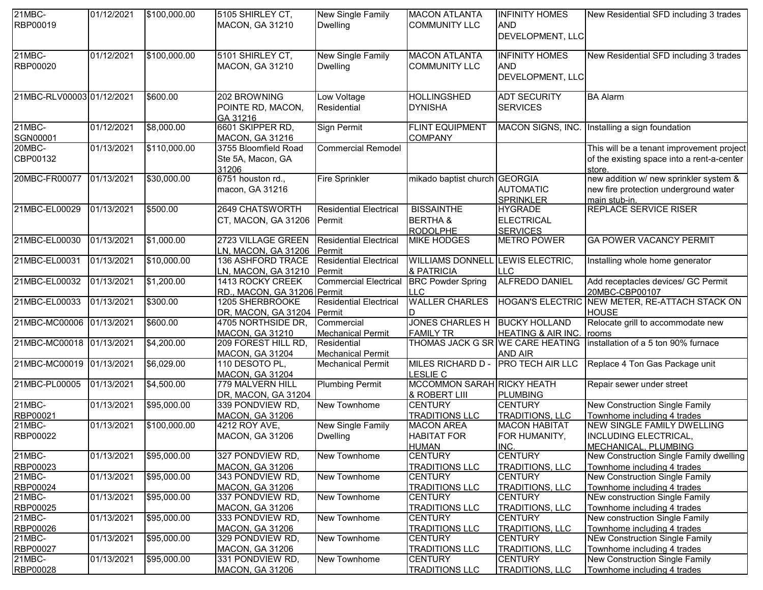| | | | | | | | |
|---|---|---|---|---|---|---|---|
| 21MBC-RBP00019 | 01/12/2021 | $100,000.00 | 5105 SHIRLEY CT, MACON, GA 31210 | New Single Family Dwelling | MACON ATLANTA COMMUNITY LLC | INFINITY HOMES AND DEVELOPMENT, LLC | New Residential SFD including 3 trades |
| 21MBC-RBP00020 | 01/12/2021 | $100,000.00 | 5101 SHIRLEY CT, MACON, GA 31210 | New Single Family Dwelling | MACON ATLANTA COMMUNITY LLC | INFINITY HOMES AND DEVELOPMENT, LLC | New Residential SFD including 3 trades |
| 21MBC-RLV00003 | 01/12/2021 | $600.00 | 202 BROWNING POINTE RD, MACON, GA 31216 | Low Voltage Residential | HOLLINGSHED DYNISHA | ADT SECURITY SERVICES | BA Alarm |
| 21MBC-SGN00001 | 01/12/2021 | $8,000.00 | 6601 SKIPPER RD, MACON, GA 31216 | Sign Permit | FLINT EQUIPMENT COMPANY | MACON SIGNS, INC. | Installing a sign foundation |
| 20MBC-CBP00132 | 01/13/2021 | $110,000.00 | 3755 Bloomfield Road Ste 5A, Macon, GA 31206 | Commercial Remodel | | | This will be a tenant improvement project of the existing space into a rent-a-center store. |
| 20MBC-FR00077 | 01/13/2021 | $30,000.00 | 6751 houston rd., macon, GA 31216 | Fire Sprinkler | mikado baptist church | GEORGIA AUTOMATIC SPRINKLER | new addition w/ new sprinkler system & new fire protection underground water main stub-in. |
| 21MBC-EL00029 | 01/13/2021 | $500.00 | 2649 CHATSWORTH CT, MACON, GA 31206 | Residential Electrical Permit | BISSAINTHE BERTHA & RODOLPHE | HYGRADE ELECTRICAL SERVICES | REPLACE SERVICE RISER |
| 21MBC-EL00030 | 01/13/2021 | $1,000.00 | 2723 VILLAGE GREEN LN, MACON, GA 31206 | Residential Electrical Permit | MIKE HODGES | METRO POWER | GA POWER VACANCY PERMIT |
| 21MBC-EL00031 | 01/13/2021 | $10,000.00 | 136 ASHFORD TRACE LN, MACON, GA 31210 | Residential Electrical Permit | WILLIAMS DONNELL & PATRICIA | LEWIS ELECTRIC, LLC | Installing whole home generator |
| 21MBC-EL00032 | 01/13/2021 | $1,200.00 | 1413 ROCKY CREEK RD., MACON, GA 31206 | Commercial Electrical Permit | BRC Powder Spring LLC | ALFREDO DANIEL | Add receptacles devices/ GC Permit 20MBC-CBP00107 |
| 21MBC-EL00033 | 01/13/2021 | $300.00 | 1205 SHERBROOKE DR, MACON, GA 31204 | Residential Electrical Permit | WALLER CHARLES D | HOGAN'S ELECTRIC | NEW METER, RE-ATTACH STACK ON HOUSE |
| 21MBC-MC00006 | 01/13/2021 | $600.00 | 4705 NORTHSIDE DR, MACON, GA 31210 | Commercial Mechanical Permit | JONES CHARLES H FAMILY TR | BUCKY HOLLAND HEATING & AIR INC. | Relocate grill to accommodate new rooms |
| 21MBC-MC00018 | 01/13/2021 | $4,200.00 | 209 FOREST HILL RD, MACON, GA 31204 | Residential Mechanical Permit | THOMAS JACK G SR | WE CARE HEATING AND AIR | installation of a 5 ton 90% furnace |
| 21MBC-MC00019 | 01/13/2021 | $6,029.00 | 110 DESOTO PL, MACON, GA 31204 | Mechanical Permit | MILES RICHARD D - LESLIE C | PRO TECH AIR LLC | Replace 4 Ton Gas Package unit |
| 21MBC-PL00005 | 01/13/2021 | $4,500.00 | 779 MALVERN HILL DR, MACON, GA 31204 | Plumbing Permit | MCCOMMON SARAH & ROBERT LIII | RICKY HEATH PLUMBING | Repair sewer under street |
| 21MBC-RBP00021 | 01/13/2021 | $95,000.00 | 339 PONDVIEW RD, MACON, GA 31206 | New Townhome | CENTURY TRADITIONS LLC | CENTURY TRADITIONS, LLC | New Construction Single Family Townhome including 4 trades |
| 21MBC-RBP00022 | 01/13/2021 | $100,000.00 | 4212 ROY AVE, MACON, GA 31206 | New Single Family Dwelling | MACON AREA HABITAT FOR HUMAN | MACON HABITAT FOR HUMANITY, INC. | NEW SINGLE FAMILY DWELLING INCLUDING ELECTRICAL, MECHANICAL, PLUMBING |
| 21MBC-RBP00023 | 01/13/2021 | $95,000.00 | 327 PONDVIEW RD, MACON, GA 31206 | New Townhome | CENTURY TRADITIONS LLC | CENTURY TRADITIONS, LLC | New Construction Single Family dwelling Townhome including 4 trades |
| 21MBC-RBP00024 | 01/13/2021 | $95,000.00 | 343 PONDVIEW RD, MACON, GA 31206 | New Townhome | CENTURY TRADITIONS LLC | CENTURY TRADITIONS, LLC | New Construction Single Family Townhome including 4 trades |
| 21MBC-RBP00025 | 01/13/2021 | $95,000.00 | 337 PONDVIEW RD, MACON, GA 31206 | New Townhome | CENTURY TRADITIONS LLC | CENTURY TRADITIONS, LLC | NEw construction Single Family Townhome including 4 trades |
| 21MBC-RBP00026 | 01/13/2021 | $95,000.00 | 333 PONDVIEW RD, MACON, GA 31206 | New Townhome | CENTURY TRADITIONS LLC | CENTURY TRADITIONS, LLC | New construction Single Family Townhome including 4 trades |
| 21MBC-RBP00027 | 01/13/2021 | $95,000.00 | 329 PONDVIEW RD, MACON, GA 31206 | New Townhome | CENTURY TRADITIONS LLC | CENTURY TRADITIONS, LLC | NEw Construction Single Family Townhome including 4 trades |
| 21MBC-RBP00028 | 01/13/2021 | $95,000.00 | 331 PONDVIEW RD, MACON, GA 31206 | New Townhome | CENTURY TRADITIONS LLC | CENTURY TRADITIONS, LLC | New Construction Single Family Townhome including 4 trades |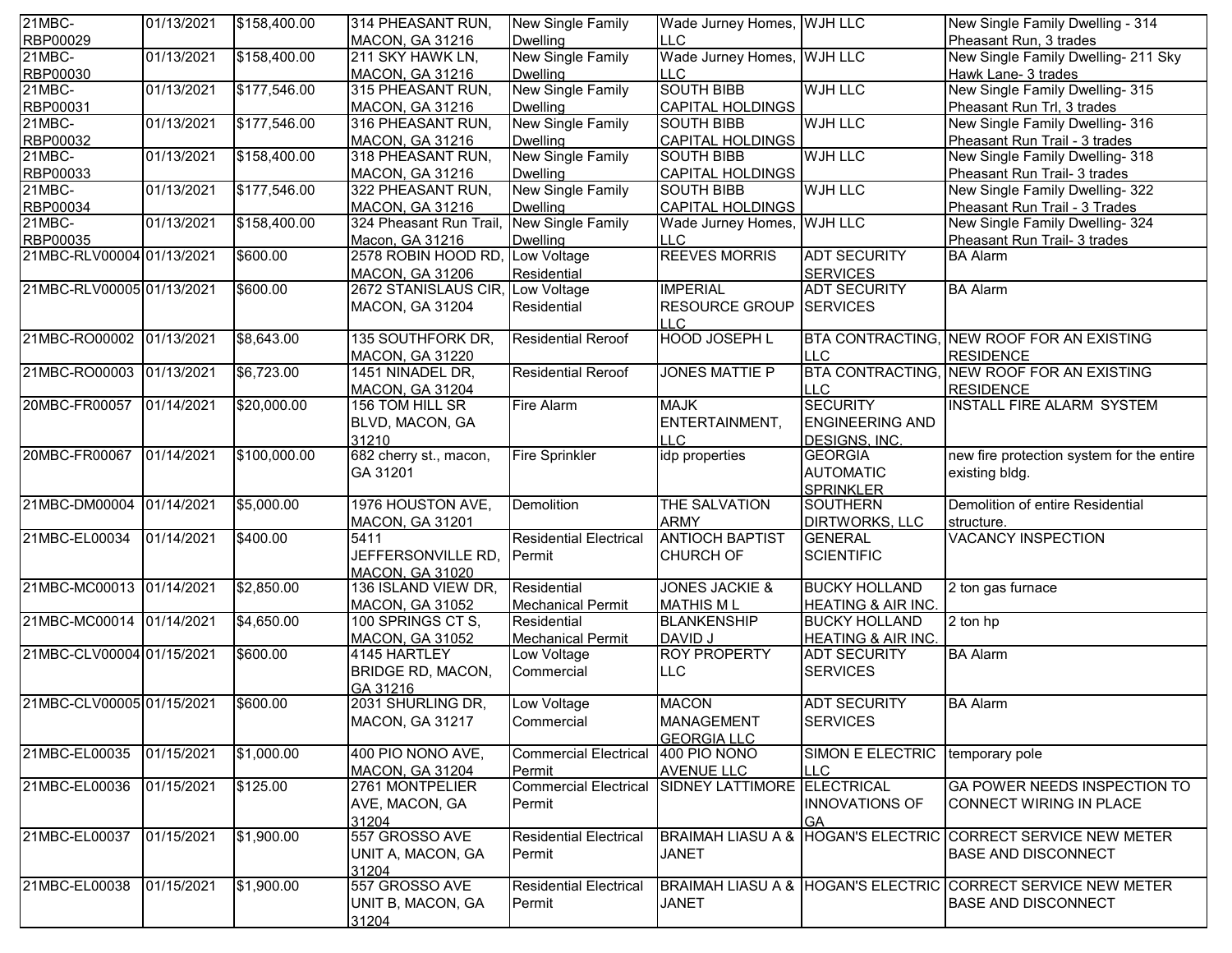| | | | | | | | |
|---|---|---|---|---|---|---|---|
| 21MBC-RBP00029 | 01/13/2021 | $158,400.00 | 314 PHEASANT RUN, MACON, GA 31216 | New Single Family Dwelling | Wade Jurney Homes, LLC | WJH LLC | New Single Family Dwelling - 314 Pheasant Run, 3 trades |
| 21MBC-RBP00030 | 01/13/2021 | $158,400.00 | 211 SKY HAWK LN, MACON, GA 31216 | New Single Family Dwelling | Wade Jurney Homes, LLC | WJH LLC | New Single Family Dwelling- 211 Sky Hawk Lane- 3 trades |
| 21MBC-RBP00031 | 01/13/2021 | $177,546.00 | 315 PHEASANT RUN, MACON, GA 31216 | New Single Family Dwelling | SOUTH BIBB CAPITAL HOLDINGS | WJH LLC | New Single Family Dwelling- 315 Pheasant Run Trl, 3 trades |
| 21MBC-RBP00032 | 01/13/2021 | $177,546.00 | 316 PHEASANT RUN, MACON, GA 31216 | New Single Family Dwelling | SOUTH BIBB CAPITAL HOLDINGS | WJH LLC | New Single Family Dwelling- 316 Pheasant Run Trail - 3 trades |
| 21MBC-RBP00033 | 01/13/2021 | $158,400.00 | 318 PHEASANT RUN, MACON, GA 31216 | New Single Family Dwelling | SOUTH BIBB CAPITAL HOLDINGS | WJH LLC | New Single Family Dwelling- 318 Pheasant Run Trail- 3 trades |
| 21MBC-RBP00034 | 01/13/2021 | $177,546.00 | 322 PHEASANT RUN, MACON, GA 31216 | New Single Family Dwelling | SOUTH BIBB CAPITAL HOLDINGS | WJH LLC | New Single Family Dwelling- 322 Pheasant Run Trail - 3 Trades |
| 21MBC-RBP00035 | 01/13/2021 | $158,400.00 | 324 Pheasant Run Trail, Macon, GA 31216 | New Single Family Dwelling | Wade Jurney Homes, LLC | WJH LLC | New Single Family Dwelling- 324 Pheasant Run Trail- 3 trades |
| 21MBC-RLV00004 | 01/13/2021 | $600.00 | 2578 ROBIN HOOD RD, MACON, GA 31206 | Low Voltage Residential | REEVES MORRIS | ADT SECURITY SERVICES | BA Alarm |
| 21MBC-RLV00005 | 01/13/2021 | $600.00 | 2672 STANISLAUS CIR, MACON, GA 31204 | Low Voltage Residential | IMPERIAL RESOURCE GROUP LLC | ADT SECURITY SERVICES | BA Alarm |
| 21MBC-RO00002 | 01/13/2021 | $8,643.00 | 135 SOUTHFORK DR, MACON, GA 31220 | Residential Reroof | HOOD JOSEPH L | BTA CONTRACTING, LLC | NEW ROOF FOR AN EXISTING RESIDENCE |
| 21MBC-RO00003 | 01/13/2021 | $6,723.00 | 1451 NINADEL DR, MACON, GA 31204 | Residential Reroof | JONES MATTIE P | BTA CONTRACTING, LLC | NEW ROOF FOR AN EXISTING RESIDENCE |
| 20MBC-FR00057 | 01/14/2021 | $20,000.00 | 156 TOM HILL SR BLVD, MACON, GA 31210 | Fire Alarm | MAJK ENTERTAINMENT, LLC | SECURITY ENGINEERING AND DESIGNS, INC. | INSTALL FIRE ALARM SYSTEM |
| 20MBC-FR00067 | 01/14/2021 | $100,000.00 | 682 cherry st., macon, GA 31201 | Fire Sprinkler | idp properties | GEORGIA AUTOMATIC SPRINKLER | new fire protection system for the entire existing bldg. |
| 21MBC-DM00004 | 01/14/2021 | $5,000.00 | 1976 HOUSTON AVE, MACON, GA 31201 | Demolition | THE SALVATION ARMY | SOUTHERN DIRTWORKS, LLC | Demolition of entire Residential structure. |
| 21MBC-EL00034 | 01/14/2021 | $400.00 | 5411 JEFFERSONVILLE RD, MACON, GA 31020 | Residential Electrical Permit | ANTIOCH BAPTIST CHURCH OF | GENERAL SCIENTIFIC | VACANCY INSPECTION |
| 21MBC-MC00013 | 01/14/2021 | $2,850.00 | 136 ISLAND VIEW DR, MACON, GA 31052 | Residential Mechanical Permit | JONES JACKIE & MATHIS M L | BUCKY HOLLAND HEATING & AIR INC. | 2 ton gas furnace |
| 21MBC-MC00014 | 01/14/2021 | $4,650.00 | 100 SPRINGS CT S, MACON, GA 31052 | Residential Mechanical Permit | BLANKENSHIP DAVID J | BUCKY HOLLAND HEATING & AIR INC. | 2 ton hp |
| 21MBC-CLV00004 | 01/15/2021 | $600.00 | 4145 HARTLEY BRIDGE RD, MACON, GA 31216 | Low Voltage Commercial | ROY PROPERTY LLC | ADT SECURITY SERVICES | BA Alarm |
| 21MBC-CLV00005 | 01/15/2021 | $600.00 | 2031 SHURLING DR, MACON, GA 31217 | Low Voltage Commercial | MACON MANAGEMENT GEORGIA LLC | ADT SECURITY SERVICES | BA Alarm |
| 21MBC-EL00035 | 01/15/2021 | $1,000.00 | 400 PIO NONO AVE, MACON, GA 31204 | Commercial Electrical Permit | 400 PIO NONO AVENUE LLC | SIMON E ELECTRIC LLC | temporary pole |
| 21MBC-EL00036 | 01/15/2021 | $125.00 | 2761 MONTPELIER AVE, MACON, GA 31204 | Commercial Electrical Permit | SIDNEY LATTIMORE | ELECTRICAL INNOVATIONS OF GA | GA POWER NEEDS INSPECTION TO CONNECT WIRING IN PLACE |
| 21MBC-EL00037 | 01/15/2021 | $1,900.00 | 557 GROSSO AVE UNIT A, MACON, GA 31204 | Residential Electrical Permit | BRAIMAH LIASU A & JANET | HOGAN'S ELECTRIC | CORRECT SERVICE NEW METER BASE AND DISCONNECT |
| 21MBC-EL00038 | 01/15/2021 | $1,900.00 | 557 GROSSO AVE UNIT B, MACON, GA 31204 | Residential Electrical Permit | BRAIMAH LIASU A & JANET | HOGAN'S ELECTRIC | CORRECT SERVICE NEW METER BASE AND DISCONNECT |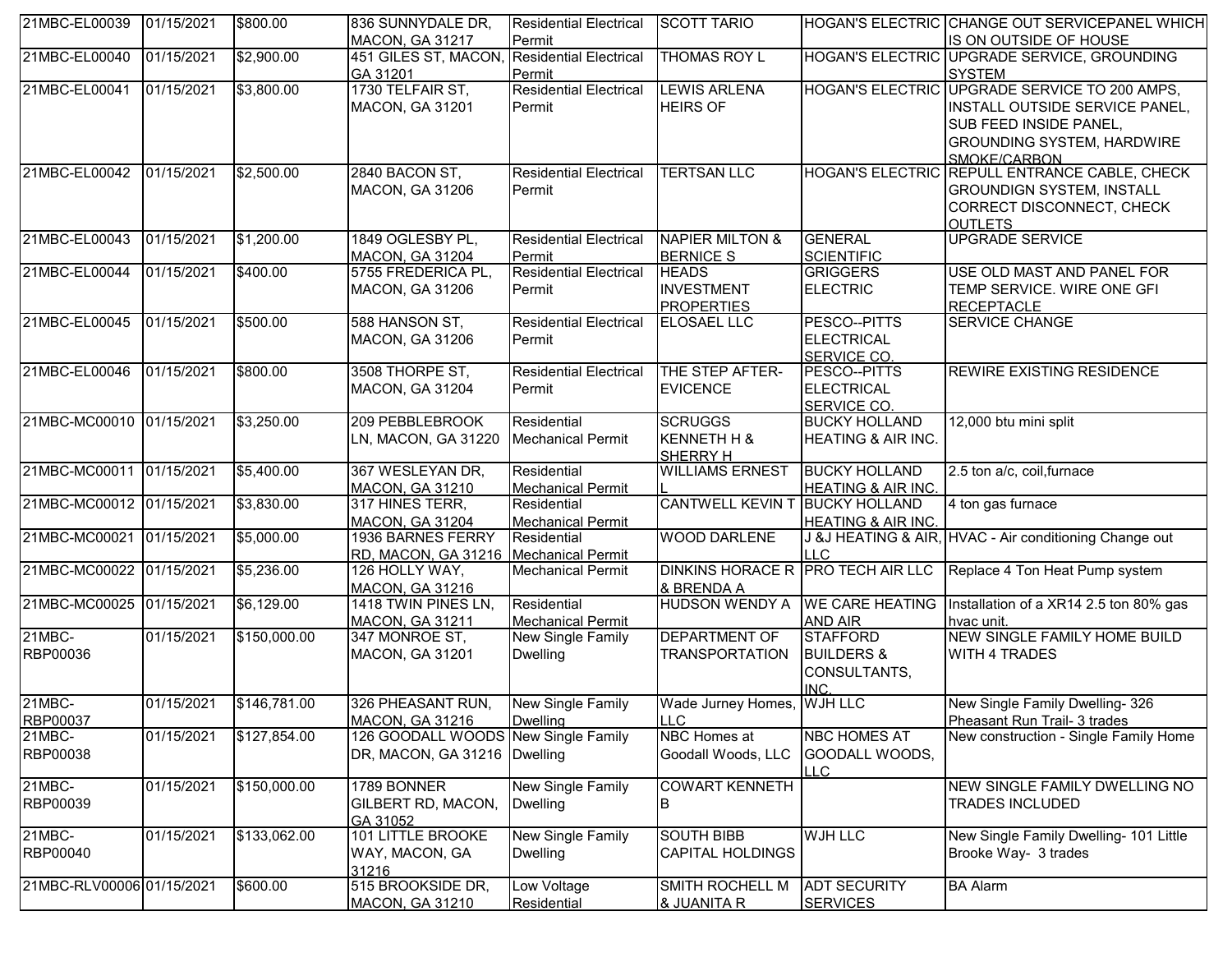| | | | | | | | |
|---|---|---|---|---|---|---|---|
| 21MBC-EL00039 | 01/15/2021 | $800.00 | 836 SUNNYDALE DR, MACON, GA 31217 | Residential Electrical Permit | SCOTT TARIO | HOGAN'S ELECTRIC | CHANGE OUT SERVICEPANEL WHICH IS ON OUTSIDE OF HOUSE |
| 21MBC-EL00040 | 01/15/2021 | $2,900.00 | 451 GILES ST, MACON, GA 31201 | Residential Electrical Permit | THOMAS ROY L | HOGAN'S ELECTRIC | UPGRADE SERVICE, GROUNDING SYSTEM |
| 21MBC-EL00041 | 01/15/2021 | $3,800.00 | 1730 TELFAIR ST, MACON, GA 31201 | Residential Electrical Permit | LEWIS ARLENA HEIRS OF | HOGAN'S ELECTRIC | UPGRADE SERVICE TO 200 AMPS, INSTALL OUTSIDE SERVICE PANEL, SUB FEED INSIDE PANEL, GROUNDING SYSTEM, HARDWIRE SMOKE/CARBON |
| 21MBC-EL00042 | 01/15/2021 | $2,500.00 | 2840 BACON ST, MACON, GA 31206 | Residential Electrical Permit | TERTSAN LLC | HOGAN'S ELECTRIC | REPULL ENTRANCE CABLE, CHECK GROUNDIGN SYSTEM, INSTALL CORRECT DISCONNECT, CHECK OUTLETS |
| 21MBC-EL00043 | 01/15/2021 | $1,200.00 | 1849 OGLESBY PL, MACON, GA 31204 | Residential Electrical Permit | NAPIER MILTON & BERNICE S | GENERAL SCIENTIFIC | UPGRADE SERVICE |
| 21MBC-EL00044 | 01/15/2021 | $400.00 | 5755 FREDERICA PL, MACON, GA 31206 | Residential Electrical Permit | HEADS INVESTMENT PROPERTIES | GRIGGERS ELECTRIC | USE OLD MAST AND PANEL FOR TEMP SERVICE. WIRE ONE GFI RECEPTACLE |
| 21MBC-EL00045 | 01/15/2021 | $500.00 | 588 HANSON ST, MACON, GA 31206 | Residential Electrical Permit | ELOSAEL LLC | PESCO--PITTS ELECTRICAL SERVICE CO. | SERVICE CHANGE |
| 21MBC-EL00046 | 01/15/2021 | $800.00 | 3508 THORPE ST, MACON, GA 31204 | Residential Electrical Permit | THE STEP AFTER-EVICENCE | PESCO--PITTS ELECTRICAL SERVICE CO. | REWIRE EXISTING RESIDENCE |
| 21MBC-MC00010 | 01/15/2021 | $3,250.00 | 209 PEBBLEBROOK LN, MACON, GA 31220 | Residential Mechanical Permit | SCRUGGS KENNETH H & SHERRY H | BUCKY HOLLAND HEATING & AIR INC. | 12,000 btu mini split |
| 21MBC-MC00011 | 01/15/2021 | $5,400.00 | 367 WESLEYAN DR, MACON, GA 31210 | Residential Mechanical Permit | WILLIAMS ERNEST L | BUCKY HOLLAND HEATING & AIR INC. | 2.5 ton a/c, coil,furnace |
| 21MBC-MC00012 | 01/15/2021 | $3,830.00 | 317 HINES TERR, MACON, GA 31204 | Residential Mechanical Permit | CANTWELL KEVIN T | BUCKY HOLLAND HEATING & AIR INC. | 4 ton gas furnace |
| 21MBC-MC00021 | 01/15/2021 | $5,000.00 | 1936 BARNES FERRY RD, MACON, GA 31216 | Residential Mechanical Permit | WOOD DARLENE | J &J HEATING & AIR, LLC | HVAC - Air conditioning Change out |
| 21MBC-MC00022 | 01/15/2021 | $5,236.00 | 126 HOLLY WAY, MACON, GA 31216 | Mechanical Permit | DINKINS HORACE R & BRENDA A | PRO TECH AIR LLC | Replace 4 Ton Heat Pump system |
| 21MBC-MC00025 | 01/15/2021 | $6,129.00 | 1418 TWIN PINES LN, MACON, GA 31211 | Residential Mechanical Permit | HUDSON WENDY A | WE CARE HEATING AND AIR | Installation of a XR14 2.5 ton 80% gas hvac unit. |
| 21MBC-RBP00036 | 01/15/2021 | $150,000.00 | 347 MONROE ST, MACON, GA 31201 | New Single Family Dwelling | DEPARTMENT OF TRANSPORTATION | STAFFORD BUILDERS & CONSULTANTS, INC. | NEW SINGLE FAMILY HOME BUILD WITH 4 TRADES |
| 21MBC-RBP00037 | 01/15/2021 | $146,781.00 | 326 PHEASANT RUN, MACON, GA 31216 | New Single Family Dwelling | Wade Jurney Homes, LLC | WJH LLC | New Single Family Dwelling- 326 Pheasant Run Trail- 3 trades |
| 21MBC-RBP00038 | 01/15/2021 | $127,854.00 | 126 GOODALL WOODS DR, MACON, GA 31216 | New Single Family Dwelling | NBC Homes at Goodall Woods, LLC | NBC HOMES AT GOODALL WOODS, LLC | New construction - Single Family Home |
| 21MBC-RBP00039 | 01/15/2021 | $150,000.00 | 1789 BONNER GILBERT RD, MACON, GA 31052 | New Single Family Dwelling | COWART KENNETH B | | NEW SINGLE FAMILY DWELLING NO TRADES INCLUDED |
| 21MBC-RBP00040 | 01/15/2021 | $133,062.00 | 101 LITTLE BROOKE WAY, MACON, GA 31216 | New Single Family Dwelling | SOUTH BIBB CAPITAL HOLDINGS | WJH LLC | New Single Family Dwelling- 101 Little Brooke Way- 3 trades |
| 21MBC-RLV00006 | 01/15/2021 | $600.00 | 515 BROOKSIDE DR, MACON, GA 31210 | Low Voltage Residential | SMITH ROCHELL M & JUANITA R | ADT SECURITY SERVICES | BA Alarm |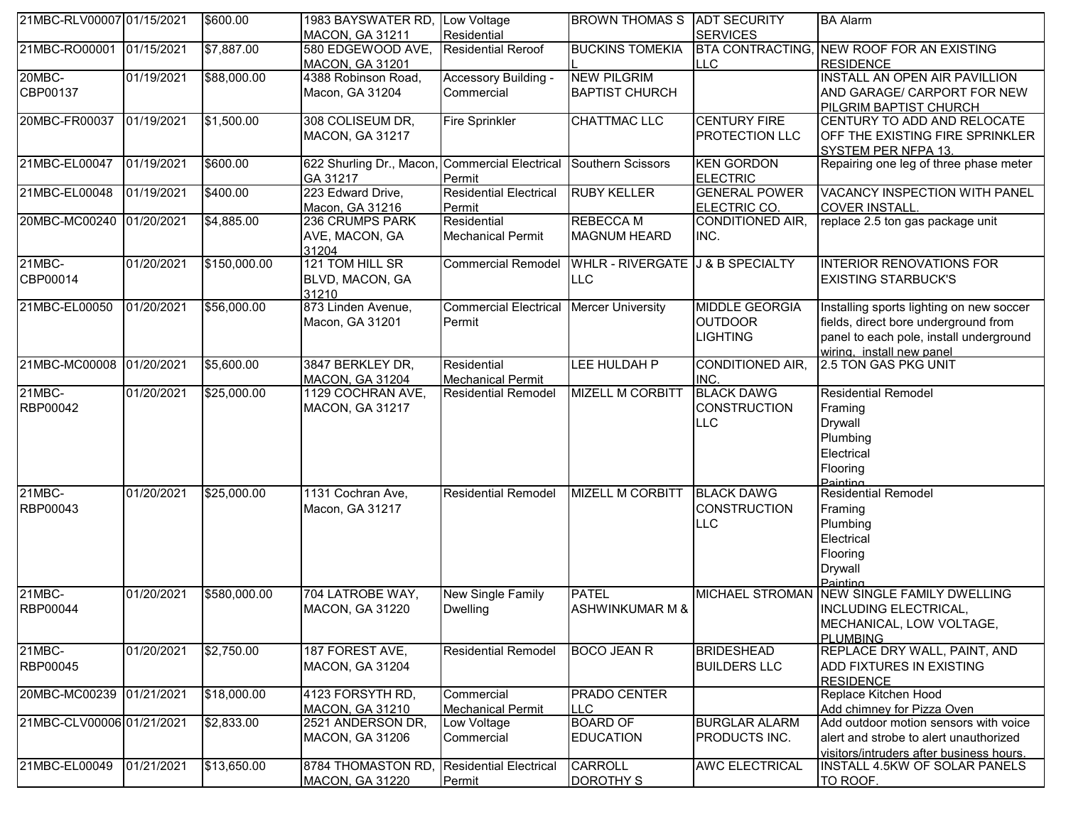| | | | | | | | | |
|---|---|---|---|---|---|---|---|---|
| 21MBC-RLV00007 | 01/15/2021 | $600.00 | 1983 BAYSWATER RD, MACON, GA 31211 | Low Voltage Residential | BROWN THOMAS S | ADT SECURITY SERVICES | BA Alarm |
| 21MBC-RO00001 | 01/15/2021 | $7,887.00 | 580 EDGEWOOD AVE, MACON, GA 31201 | Residential Reroof | BUCKINS TOMEKIA L | BTA CONTRACTING, LLC | NEW ROOF FOR AN EXISTING RESIDENCE |
| 20MBC-CBP00137 | 01/19/2021 | $88,000.00 | 4388 Robinson Road, Macon, GA 31204 | Accessory Building - Commercial | NEW PILGRIM BAPTIST CHURCH | | INSTALL AN OPEN AIR PAVILLION AND GARAGE/ CARPORT FOR NEW PILGRIM BAPTIST CHURCH |
| 20MBC-FR00037 | 01/19/2021 | $1,500.00 | 308 COLISEUM DR, MACON, GA 31217 | Fire Sprinkler | CHATTMAC LLC | CENTURY FIRE PROTECTION LLC | CENTURY TO ADD AND RELOCATE OFF THE EXISTING FIRE SPRINKLER SYSTEM PER NFPA 13. |
| 21MBC-EL00047 | 01/19/2021 | $600.00 | 622 Shurling Dr., Macon, GA 31217 | Commercial Electrical Permit | Southern Scissors | KEN GORDON ELECTRIC | Repairing one leg of three phase meter |
| 21MBC-EL00048 | 01/19/2021 | $400.00 | 223 Edward Drive, Macon, GA 31216 | Residential Electrical Permit | RUBY KELLER | GENERAL POWER ELECTRIC CO. | VACANCY INSPECTION WITH PANEL COVER INSTALL. |
| 20MBC-MC00240 | 01/20/2021 | $4,885.00 | 236 CRUMPS PARK AVE, MACON, GA 31204 | Residential Mechanical Permit | REBECCA M MAGNUM HEARD | CONDITIONED AIR, INC. | replace 2.5 ton gas package unit |
| 21MBC-CBP00014 | 01/20/2021 | $150,000.00 | 121 TOM HILL SR BLVD, MACON, GA 31210 | Commercial Remodel | WHLR - RIVERGATE LLC | J & B SPECIALTY | INTERIOR RENOVATIONS FOR EXISTING STARBUCK'S |
| 21MBC-EL00050 | 01/20/2021 | $56,000.00 | 873 Linden Avenue, Macon, GA 31201 | Commercial Electrical Permit | Mercer University | MIDDLE GEORGIA OUTDOOR LIGHTING | Installing sports lighting on new soccer fields, direct bore underground from panel to each pole, install underground wiring, install new panel |
| 21MBC-MC00008 | 01/20/2021 | $5,600.00 | 3847 BERKLEY DR, MACON, GA 31204 | Residential Mechanical Permit | LEE HULDAH P | CONDITIONED AIR, INC. | 2.5 TON GAS PKG UNIT |
| 21MBC-RBP00042 | 01/20/2021 | $25,000.00 | 1129 COCHRAN AVE, MACON, GA 31217 | Residential Remodel | MIZELL M CORBITT | BLACK DAWG CONSTRUCTION LLC | Residential Remodel Framing Drywall Plumbing Electrical Flooring Painting |
| 21MBC-RBP00043 | 01/20/2021 | $25,000.00 | 1131 Cochran Ave, Macon, GA 31217 | Residential Remodel | MIZELL M CORBITT | BLACK DAWG CONSTRUCTION LLC | Residential Remodel Framing Plumbing Electrical Flooring Drywall Painting |
| 21MBC-RBP00044 | 01/20/2021 | $580,000.00 | 704 LATROBE WAY, MACON, GA 31220 | New Single Family Dwelling | PATEL ASHWINKUMAR M & | MICHAEL STROMAN | NEW SINGLE FAMILY DWELLING INCLUDING ELECTRICAL, MECHANICAL, LOW VOLTAGE, PLUMBING |
| 21MBC-RBP00045 | 01/20/2021 | $2,750.00 | 187 FOREST AVE, MACON, GA 31204 | Residential Remodel | BOCO JEAN R | BRIDESHEAD BUILDERS LLC | REPLACE DRY WALL, PAINT, AND ADD FIXTURES IN EXISTING RESIDENCE |
| 20MBC-MC00239 | 01/21/2021 | $18,000.00 | 4123 FORSYTH RD, MACON, GA 31210 | Commercial Mechanical Permit | PRADO CENTER LLC | | Replace Kitchen Hood Add chimney for Pizza Oven |
| 21MBC-CLV00006 | 01/21/2021 | $2,833.00 | 2521 ANDERSON DR, MACON, GA 31206 | Low Voltage Commercial | BOARD OF EDUCATION | BURGLAR ALARM PRODUCTS INC. | Add outdoor motion sensors with voice alert and strobe to alert unauthorized visitors/intruders after business hours. |
| 21MBC-EL00049 | 01/21/2021 | $13,650.00 | 8784 THOMASTON RD, MACON, GA 31220 | Residential Electrical Permit | CARROLL DOROTHY S | AWC ELECTRICAL | INSTALL 4.5KW OF SOLAR PANELS TO ROOF. |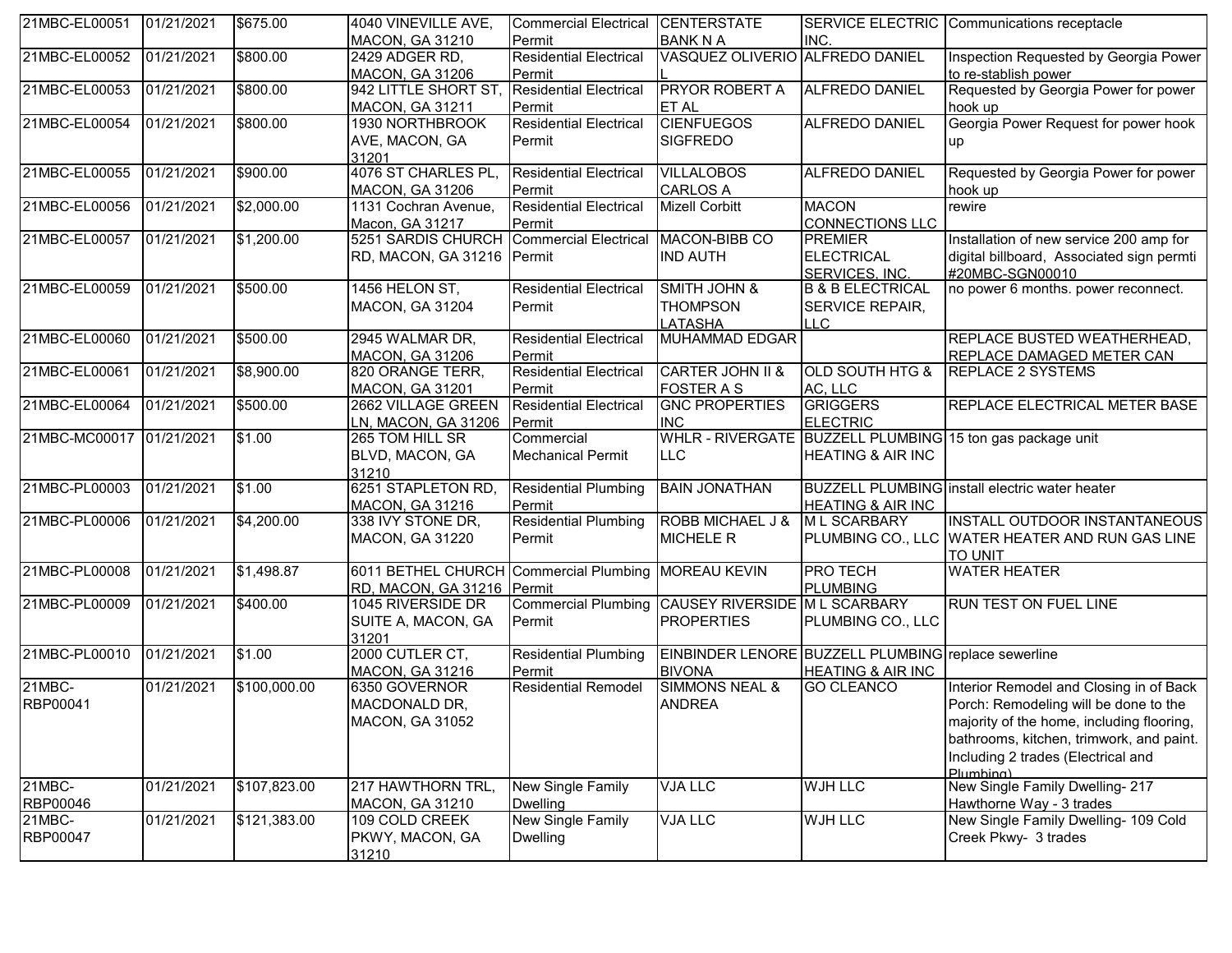| | | | | | | | |
|---|---|---|---|---|---|---|---|
| 21MBC-EL00051 | 01/21/2021 | $675.00 | 4040 VINEVILLE AVE, MACON, GA 31210 | Commercial Electrical Permit | CENTERSTATE BANK N A | SERVICE ELECTRIC INC. | Communications receptacle |
| 21MBC-EL00052 | 01/21/2021 | $800.00 | 2429 ADGER RD, MACON, GA 31206 | Residential Electrical Permit | VASQUEZ OLIVERIO L | ALFREDO DANIEL | Inspection Requested by Georgia Power to re-stablish power |
| 21MBC-EL00053 | 01/21/2021 | $800.00 | 942 LITTLE SHORT ST, MACON, GA 31211 | Residential Electrical Permit | PRYOR ROBERT A ET AL | ALFREDO DANIEL | Requested by Georgia Power for power hook up |
| 21MBC-EL00054 | 01/21/2021 | $800.00 | 1930 NORTHBROOK AVE, MACON, GA 31201 | Residential Electrical Permit | CIENFUEGOS SIGFREDO | ALFREDO DANIEL | Georgia Power Request for power hook up |
| 21MBC-EL00055 | 01/21/2021 | $900.00 | 4076 ST CHARLES PL, MACON, GA 31206 | Residential Electrical Permit | VILLALOBOS CARLOS A | ALFREDO DANIEL | Requested by Georgia Power for power hook up |
| 21MBC-EL00056 | 01/21/2021 | $2,000.00 | 1131 Cochran Avenue, Macon, GA 31217 | Residential Electrical Permit | Mizell Corbitt | MACON CONNECTIONS LLC | rewire |
| 21MBC-EL00057 | 01/21/2021 | $1,200.00 | 5251 SARDIS CHURCH RD, MACON, GA 31216 | Commercial Electrical Permit | MACON-BIBB CO IND AUTH | PREMIER ELECTRICAL SERVICES, INC. | Installation of new service 200 amp for digital billboard, Associated sign permti #20MBC-SGN00010 |
| 21MBC-EL00059 | 01/21/2021 | $500.00 | 1456 HELON ST, MACON, GA 31204 | Residential Electrical Permit | SMITH JOHN & THOMPSON LATASHA | B & B ELECTRICAL SERVICE REPAIR, LLC | no power 6 months. power reconnect. |
| 21MBC-EL00060 | 01/21/2021 | $500.00 | 2945 WALMAR DR, MACON, GA 31206 | Residential Electrical Permit | MUHAMMAD EDGAR | | REPLACE BUSTED WEATHERHEAD, REPLACE DAMAGED METER CAN |
| 21MBC-EL00061 | 01/21/2021 | $8,900.00 | 820 ORANGE TERR, MACON, GA 31201 | Residential Electrical Permit | CARTER JOHN II & FOSTER A S | OLD SOUTH HTG & AC, LLC | REPLACE 2 SYSTEMS |
| 21MBC-EL00064 | 01/21/2021 | $500.00 | 2662 VILLAGE GREEN LN, MACON, GA 31206 | Residential Electrical Permit | GNC PROPERTIES INC | GRIGGERS ELECTRIC | REPLACE ELECTRICAL METER BASE |
| 21MBC-MC00017 | 01/21/2021 | $1.00 | 265 TOM HILL SR BLVD, MACON, GA 31210 | Commercial Mechanical Permit | WHLR - RIVERGATE LLC | BUZZELL PLUMBING HEATING & AIR INC | 15 ton gas package unit |
| 21MBC-PL00003 | 01/21/2021 | $1.00 | 6251 STAPLETON RD, MACON, GA 31216 | Residential Plumbing Permit | BAIN JONATHAN | BUZZELL PLUMBING HEATING & AIR INC | install electric water heater |
| 21MBC-PL00006 | 01/21/2021 | $4,200.00 | 338 IVY STONE DR, MACON, GA 31220 | Residential Plumbing Permit | ROBB MICHAEL J & MICHELE R | M L SCARBARY PLUMBING CO., LLC | INSTALL OUTDOOR INSTANTANEOUS WATER HEATER AND RUN GAS LINE TO UNIT |
| 21MBC-PL00008 | 01/21/2021 | $1,498.87 | 6011 BETHEL CHURCH RD, MACON, GA 31216 | Commercial Plumbing Permit | MOREAU KEVIN | PRO TECH PLUMBING | WATER HEATER |
| 21MBC-PL00009 | 01/21/2021 | $400.00 | 1045 RIVERSIDE DR SUITE A, MACON, GA 31201 | Commercial Plumbing Permit | CAUSEY RIVERSIDE PROPERTIES | M L SCARBARY PLUMBING CO., LLC | RUN TEST ON FUEL LINE |
| 21MBC-PL00010 | 01/21/2021 | $1.00 | 2000 CUTLER CT, MACON, GA 31216 | Residential Plumbing Permit | EINBINDER LENORE BIVONA | BUZZELL PLUMBING HEATING & AIR INC | replace sewerline |
| 21MBC-RBP00041 | 01/21/2021 | $100,000.00 | 6350 GOVERNOR MACDONALD DR, MACON, GA 31052 | Residential Remodel | SIMMONS NEAL & ANDREA | GO CLEANCO | Interior Remodel and Closing in of Back Porch: Remodeling will be done to the majority of the home, including flooring, bathrooms, kitchen, trimwork, and paint. Including 2 trades (Electrical and Plumbing) |
| 21MBC-RBP00046 | 01/21/2021 | $107,823.00 | 217 HAWTHORN TRL, MACON, GA 31210 | New Single Family Dwelling | VJA LLC | WJH LLC | New Single Family Dwelling- 217 Hawthorne Way - 3 trades |
| 21MBC-RBP00047 | 01/21/2021 | $121,383.00 | 109 COLD CREEK PKWY, MACON, GA 31210 | New Single Family Dwelling | VJA LLC | WJH LLC | New Single Family Dwelling- 109 Cold Creek Pkwy- 3 trades |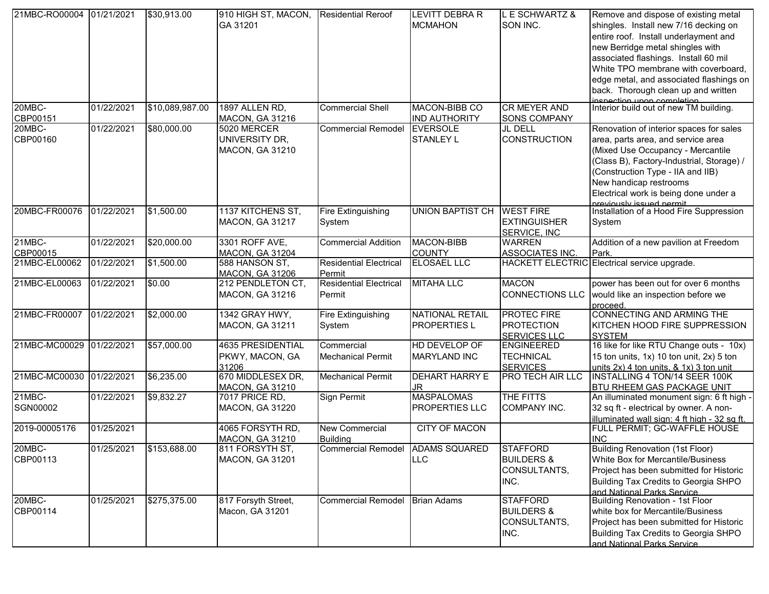| 21MBC-RO00004 | 01/21/2021 | $30,913.00 | 910 HIGH ST, MACON, GA 31201 | Residential Reroof | LEVITT DEBRA R MCMAHON | L E SCHWARTZ & SON INC. | Remove and dispose of existing metal shingles. Install new 7/16 decking on entire roof. Install underlayment and new Berridge metal shingles with associated flashings. Install 60 mil White TPO membrane with coverboard, edge metal, and associated flashings on back. Thorough clean up and written inspection upon completion |
|---|---|---|---|---|---|---|---|
| 20MBC-CBP00151 | 01/22/2021 | $10,089,987.00 | 1897 ALLEN RD, MACON, GA 31216 | Commercial Shell | MACON-BIBB CO IND AUTHORITY | CR MEYER AND SONS COMPANY | Interior build out of new TM building. |
| 20MBC-CBP00160 | 01/22/2021 | $80,000.00 | 5020 MERCER UNIVERSITY DR, MACON, GA 31210 | Commercial Remodel | EVERSOLE STANLEY L | JL DELL CONSTRUCTION | Renovation of interior spaces for sales area, parts area, and service area (Mixed Use Occupancy - Mercantile (Class B), Factory-Industrial, Storage) / (Construction Type - IIA and IIB) New handicap restrooms Electrical work is being done under a previously issued permit |
| 20MBC-FR00076 | 01/22/2021 | $1,500.00 | 1137 KITCHENS ST, MACON, GA 31217 | Fire Extinguishing System | UNION BAPTIST CH | WEST FIRE EXTINGUISHER SERVICE, INC | Installation of a Hood Fire Suppression System |
| 21MBC-CBP00015 | 01/22/2021 | $20,000.00 | 3301 ROFF AVE, MACON, GA 31204 | Commercial Addition | MACON-BIBB COUNTY | WARREN ASSOCIATES INC. | Addition of a new pavilion at Freedom Park. |
| 21MBC-EL00062 | 01/22/2021 | $1,500.00 | 588 HANSON ST, MACON, GA 31206 | Residential Electrical Permit | ELOSAEL LLC | HACKETT ELECTRIC | Electrical service upgrade. |
| 21MBC-EL00063 | 01/22/2021 | $0.00 | 212 PENDLETON CT, MACON, GA 31216 | Residential Electrical Permit | MITAHA LLC | MACON CONNECTIONS LLC | power has been out for over 6 months would like an inspection before we proceed. |
| 21MBC-FR00007 | 01/22/2021 | $2,000.00 | 1342 GRAY HWY, MACON, GA 31211 | Fire Extinguishing System | NATIONAL RETAIL PROPERTIES L | PROTEC FIRE PROTECTION SERVICES LLC | CONNECTING AND ARMING THE KITCHEN HOOD FIRE SUPPRESSION SYSTEM |
| 21MBC-MC00029 | 01/22/2021 | $57,000.00 | 4635 PRESIDENTIAL PKWY, MACON, GA 31206 | Commercial Mechanical Permit | HD DEVELOP OF MARYLAND INC | ENGINEERED TECHNICAL SERVICES | 16 like for like RTU Change outs - 10x) 15 ton units, 1x) 10 ton unit, 2x) 5 ton units 2x) 4 ton units, & 1x) 3 ton unit |
| 21MBC-MC00030 | 01/22/2021 | $6,235.00 | 670 MIDDLESEX DR, MACON, GA 31210 | Mechanical Permit | DEHART HARRY E JR | PRO TECH AIR LLC | INSTALLING 4 TON/14 SEER 100K BTU RHEEM GAS PACKAGE UNIT |
| 21MBC-SGN00002 | 01/22/2021 | $9,832.27 | 7017 PRICE RD, MACON, GA 31220 | Sign Permit | MASPALOMAS PROPERTIES LLC | THE FITTS COMPANY INC. | An illuminated monument sign: 6 ft high - 32 sq ft - electrical by owner. A non-illuminated wall sign: 4 ft high - 32 sq ft. |
| 2019-00005176 | 01/25/2021 | | 4065 FORSYTH RD, MACON, GA 31210 | New Commercial Building | CITY OF MACON | | FULL PERMIT; GC-WAFFLE HOUSE INC |
| 20MBC-CBP00113 | 01/25/2021 | $153,688.00 | 811 FORSYTH ST, MACON, GA 31201 | Commercial Remodel | ADAMS SQUARED LLC | STAFFORD BUILDERS & CONSULTANTS, INC. | Building Renovation (1st Floor) White Box for Mercantile/Business Project has been submitted for Historic Building Tax Credits to Georgia SHPO and National Parks Service |
| 20MBC-CBP00114 | 01/25/2021 | $275,375.00 | 817 Forsyth Street, Macon, GA 31201 | Commercial Remodel | Brian Adams | STAFFORD BUILDERS & CONSULTANTS, INC. | Building Renovation - 1st Floor white box for Mercantile/Business Project has been submitted for Historic Building Tax Credits to Georgia SHPO and National Parks Service |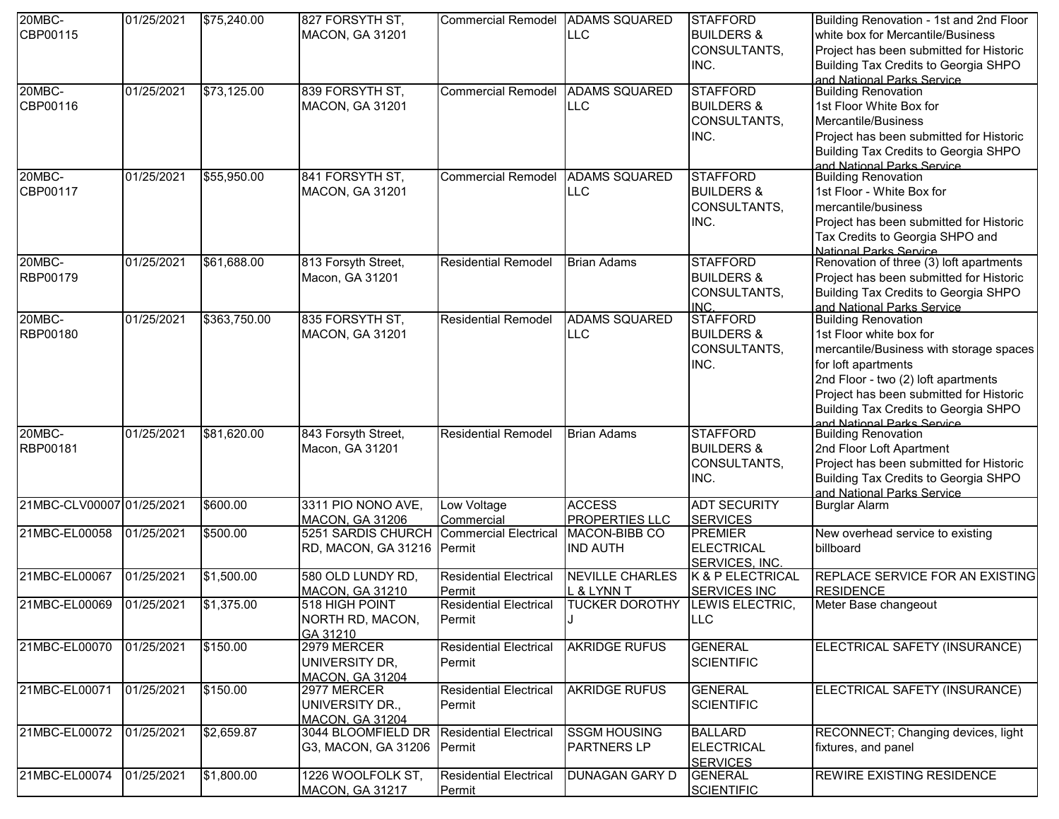| | | | | | | | |
|---|---|---|---|---|---|---|---|
| 20MBC-CBP00115 | 01/25/2021 | $75,240.00 | 827 FORSYTH ST, MACON, GA 31201 | Commercial Remodel | ADAMS SQUARED LLC | STAFFORD BUILDERS & CONSULTANTS, INC. | Building Renovation - 1st and 2nd Floor white box for Mercantile/Business Project has been submitted for Historic Building Tax Credits to Georgia SHPO and National Parks Service |
| 20MBC-CBP00116 | 01/25/2021 | $73,125.00 | 839 FORSYTH ST, MACON, GA 31201 | Commercial Remodel | ADAMS SQUARED LLC | STAFFORD BUILDERS & CONSULTANTS, INC. | Building Renovation 1st Floor White Box for Mercantile/Business Project has been submitted for Historic Building Tax Credits to Georgia SHPO and National Parks Service |
| 20MBC-CBP00117 | 01/25/2021 | $55,950.00 | 841 FORSYTH ST, MACON, GA 31201 | Commercial Remodel | ADAMS SQUARED LLC | STAFFORD BUILDERS & CONSULTANTS, INC. | Building Renovation 1st Floor - White Box for mercantile/business Project has been submitted for Historic Tax Credits to Georgia SHPO and National Parks Service |
| 20MBC-RBP00179 | 01/25/2021 | $61,688.00 | 813 Forsyth Street, Macon, GA 31201 | Residential Remodel | Brian Adams | STAFFORD BUILDERS & CONSULTANTS, INC. | Renovation of three (3) loft apartments Project has been submitted for Historic Building Tax Credits to Georgia SHPO and National Parks Service |
| 20MBC-RBP00180 | 01/25/2021 | $363,750.00 | 835 FORSYTH ST, MACON, GA 31201 | Residential Remodel | ADAMS SQUARED LLC | STAFFORD BUILDERS & CONSULTANTS, INC. | Building Renovation 1st Floor white box for mercantile/Business with storage spaces for loft apartments 2nd Floor - two (2) loft apartments Project has been submitted for Historic Building Tax Credits to Georgia SHPO and National Parks Service |
| 20MBC-RBP00181 | 01/25/2021 | $81,620.00 | 843 Forsyth Street, Macon, GA 31201 | Residential Remodel | Brian Adams | STAFFORD BUILDERS & CONSULTANTS, INC. | Building Renovation 2nd Floor Loft Apartment Project has been submitted for Historic Building Tax Credits to Georgia SHPO and National Parks Service |
| 21MBC-CLV00007 | 01/25/2021 | $600.00 | 3311 PIO NONO AVE, MACON, GA 31206 | Low Voltage Commercial | ACCESS PROPERTIES LLC | ADT SECURITY SERVICES | Burglar Alarm |
| 21MBC-EL00058 | 01/25/2021 | $500.00 | 5251 SARDIS CHURCH RD, MACON, GA 31216 | Commercial Electrical Permit | MACON-BIBB CO IND AUTH | PREMIER ELECTRICAL SERVICES, INC. | New overhead service to existing billboard |
| 21MBC-EL00067 | 01/25/2021 | $1,500.00 | 580 OLD LUNDY RD, MACON, GA 31210 | Residential Electrical Permit | NEVILLE CHARLES L & LYNN T | K & P ELECTRICAL SERVICES INC | REPLACE SERVICE FOR AN EXISTING RESIDENCE |
| 21MBC-EL00069 | 01/25/2021 | $1,375.00 | 518 HIGH POINT NORTH RD, MACON, GA 31210 | Residential Electrical Permit | TUCKER DOROTHY J | LEWIS ELECTRIC, LLC | Meter Base changeout |
| 21MBC-EL00070 | 01/25/2021 | $150.00 | 2979 MERCER UNIVERSITY DR, MACON, GA 31204 | Residential Electrical Permit | AKRIDGE RUFUS | GENERAL SCIENTIFIC | ELECTRICAL SAFETY (INSURANCE) |
| 21MBC-EL00071 | 01/25/2021 | $150.00 | 2977 MERCER UNIVERSITY DR., MACON, GA 31204 | Residential Electrical Permit | AKRIDGE RUFUS | GENERAL SCIENTIFIC | ELECTRICAL SAFETY (INSURANCE) |
| 21MBC-EL00072 | 01/25/2021 | $2,659.87 | 3044 BLOOMFIELD DR G3, MACON, GA 31206 | Residential Electrical Permit | SSGM HOUSING PARTNERS LP | BALLARD ELECTRICAL SERVICES | RECONNECT; Changing devices, light fixtures, and panel |
| 21MBC-EL00074 | 01/25/2021 | $1,800.00 | 1226 WOOLFOLK ST, MACON, GA 31217 | Residential Electrical Permit | DUNAGAN GARY D | GENERAL SCIENTIFIC | REWIRE EXISTING RESIDENCE |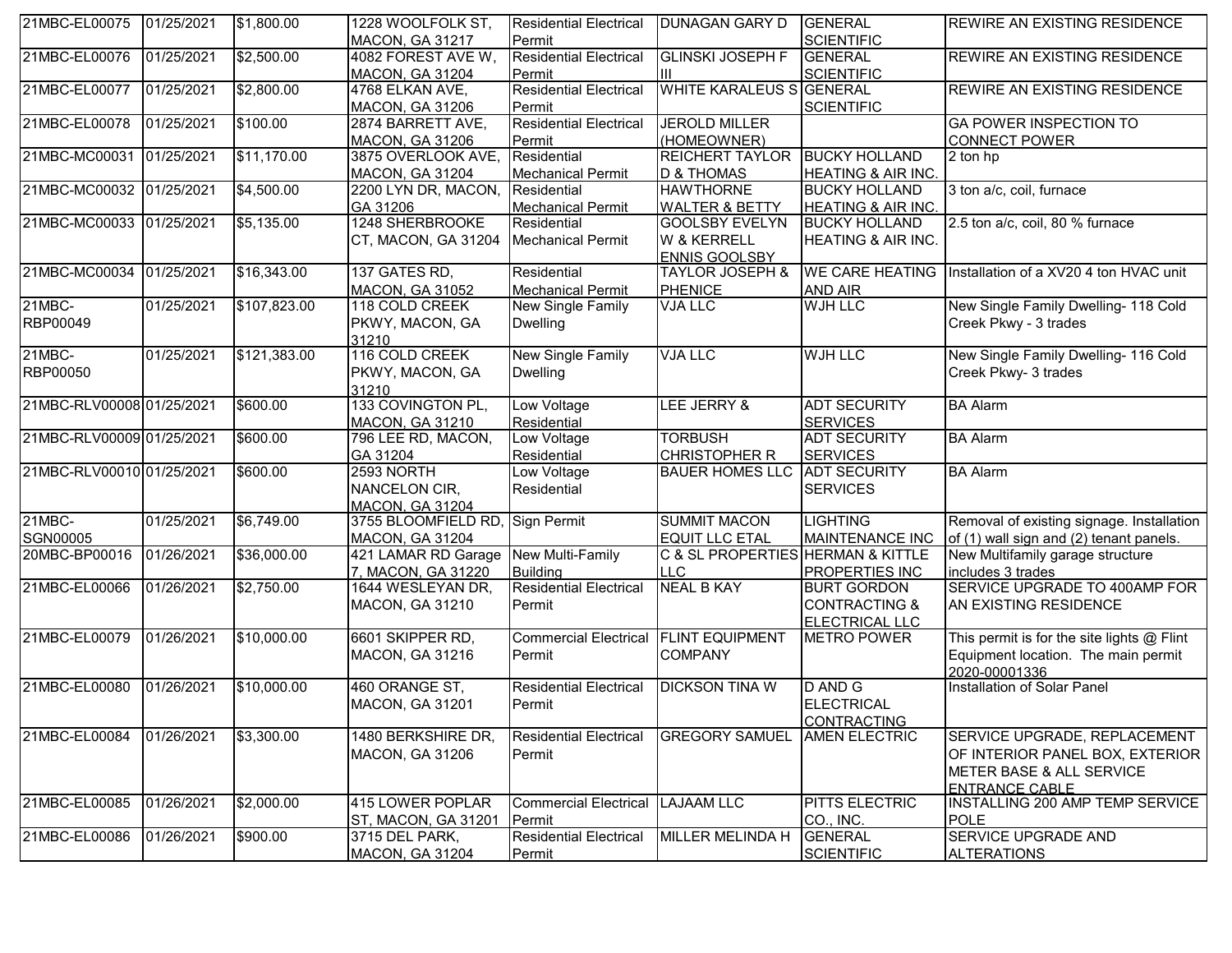| | | | | | | | |
|---|---|---|---|---|---|---|---|
| 21MBC-EL00075 | 01/25/2021 | $1,800.00 | 1228 WOOLFOLK ST, MACON, GA 31217 | Residential Electrical Permit | DUNAGAN GARY D | GENERAL SCIENTIFIC | REWIRE AN EXISTING RESIDENCE |
| 21MBC-EL00076 | 01/25/2021 | $2,500.00 | 4082 FOREST AVE W, MACON, GA 31204 | Residential Electrical Permit | GLINSKI JOSEPH F III | GENERAL SCIENTIFIC | REWIRE AN EXISTING RESIDENCE |
| 21MBC-EL00077 | 01/25/2021 | $2,800.00 | 4768 ELKAN AVE, MACON, GA 31206 | Residential Electrical Permit | WHITE KARALEUS S | GENERAL SCIENTIFIC | REWIRE AN EXISTING RESIDENCE |
| 21MBC-EL00078 | 01/25/2021 | $100.00 | 2874 BARRETT AVE, MACON, GA 31206 | Residential Electrical Permit | JEROLD MILLER (HOMEOWNER) | | GA POWER INSPECTION TO CONNECT POWER |
| 21MBC-MC00031 | 01/25/2021 | $11,170.00 | 3875 OVERLOOK AVE, MACON, GA 31204 | Residential Mechanical Permit | REICHERT TAYLOR D & THOMAS | BUCKY HOLLAND HEATING & AIR INC. | 2 ton hp |
| 21MBC-MC00032 | 01/25/2021 | $4,500.00 | 2200 LYN DR, MACON, GA 31206 | Residential Mechanical Permit | HAWTHORNE WALTER & BETTY | BUCKY HOLLAND HEATING & AIR INC. | 3 ton a/c, coil, furnace |
| 21MBC-MC00033 | 01/25/2021 | $5,135.00 | 1248 SHERBROOKE CT, MACON, GA 31204 | Residential Mechanical Permit | GOOLSBY EVELYN W & KERRELL ENNIS GOOLSBY | BUCKY HOLLAND HEATING & AIR INC. | 2.5 ton a/c, coil, 80 % furnace |
| 21MBC-MC00034 | 01/25/2021 | $16,343.00 | 137 GATES RD, MACON, GA 31052 | Residential Mechanical Permit | TAYLOR JOSEPH & PHENICE | WE CARE HEATING AND AIR | Installation of a XV20 4 ton HVAC unit |
| 21MBC-RBP00049 | 01/25/2021 | $107,823.00 | 118 COLD CREEK PKWY, MACON, GA 31210 | New Single Family Dwelling | VJA LLC | WJH LLC | New Single Family Dwelling- 118 Cold Creek Pkwy - 3 trades |
| 21MBC-RBP00050 | 01/25/2021 | $121,383.00 | 116 COLD CREEK PKWY, MACON, GA 31210 | New Single Family Dwelling | VJA LLC | WJH LLC | New Single Family Dwelling- 116 Cold Creek Pkwy- 3 trades |
| 21MBC-RLV00008 | 01/25/2021 | $600.00 | 133 COVINGTON PL, MACON, GA 31210 | Low Voltage Residential | LEE JERRY & | ADT SECURITY SERVICES | BA Alarm |
| 21MBC-RLV00009 | 01/25/2021 | $600.00 | 796 LEE RD, MACON, GA 31204 | Low Voltage Residential | TORBUSH CHRISTOPHER R | ADT SECURITY SERVICES | BA Alarm |
| 21MBC-RLV00010 | 01/25/2021 | $600.00 | 2593 NORTH NANCELON CIR, MACON, GA 31204 | Low Voltage Residential | BAUER HOMES LLC | ADT SECURITY SERVICES | BA Alarm |
| 21MBC-SGN00005 | 01/25/2021 | $6,749.00 | 3755 BLOOMFIELD RD, MACON, GA 31204 | Sign Permit | SUMMIT MACON EQUIT LLC ETAL | LIGHTING MAINTENANCE INC | Removal of existing signage. Installation of (1) wall sign and (2) tenant panels. |
| 20MBC-BP00016 | 01/26/2021 | $36,000.00 | 421 LAMAR RD Garage 7, MACON, GA 31220 | New Multi-Family Building | C & SL PROPERTIES LLC | HERMAN & KITTLE PROPERTIES INC | New Multifamily garage structure includes 3 trades |
| 21MBC-EL00066 | 01/26/2021 | $2,750.00 | 1644 WESLEYAN DR, MACON, GA 31210 | Residential Electrical Permit | NEAL B KAY | BURT GORDON CONTRACTING & ELECTRICAL LLC | SERVICE UPGRADE TO 400AMP FOR AN EXISTING RESIDENCE |
| 21MBC-EL00079 | 01/26/2021 | $10,000.00 | 6601 SKIPPER RD, MACON, GA 31216 | Commercial Electrical Permit | FLINT EQUIPMENT COMPANY | METRO POWER | This permit is for the site lights @ Flint Equipment location. The main permit 2020-00001336 |
| 21MBC-EL00080 | 01/26/2021 | $10,000.00 | 460 ORANGE ST, MACON, GA 31201 | Residential Electrical Permit | DICKSON TINA W | D AND G ELECTRICAL CONTRACTING | Installation of Solar Panel |
| 21MBC-EL00084 | 01/26/2021 | $3,300.00 | 1480 BERKSHIRE DR, MACON, GA 31206 | Residential Electrical Permit | GREGORY SAMUEL | AMEN ELECTRIC | SERVICE UPGRADE, REPLACEMENT OF INTERIOR PANEL BOX, EXTERIOR METER BASE & ALL SERVICE ENTRANCE CABLE |
| 21MBC-EL00085 | 01/26/2021 | $2,000.00 | 415 LOWER POPLAR ST, MACON, GA 31201 | Commercial Electrical Permit | LAJAAM LLC | PITTS ELECTRIC CO., INC. | INSTALLING 200 AMP TEMP SERVICE POLE |
| 21MBC-EL00086 | 01/26/2021 | $900.00 | 3715 DEL PARK, MACON, GA 31204 | Residential Electrical Permit | MILLER MELINDA H | GENERAL SCIENTIFIC | SERVICE UPGRADE AND ALTERATIONS |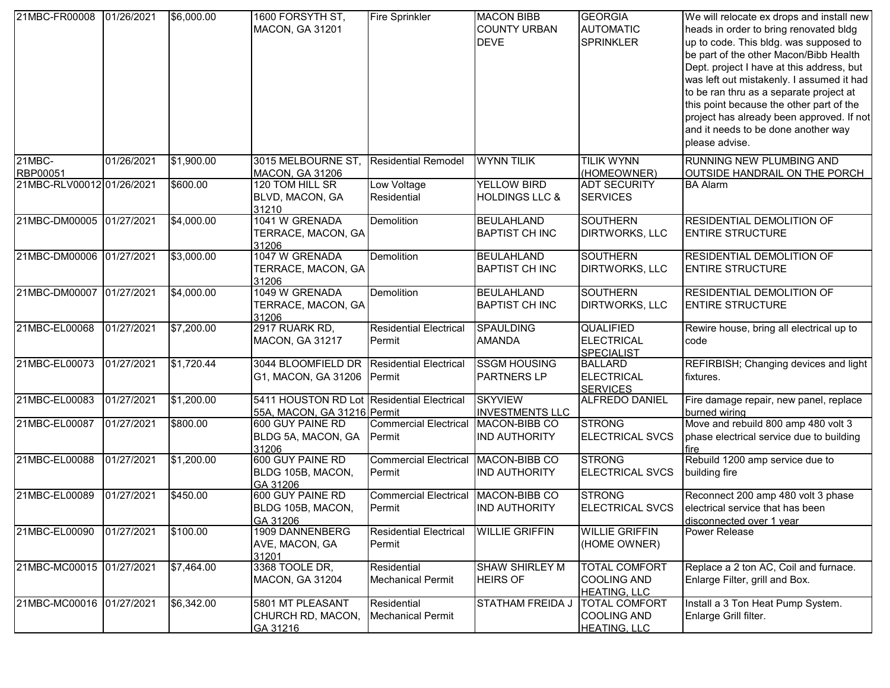| | | | | | | | |
|---|---|---|---|---|---|---|---|
| 21MBC-FR00008 | 01/26/2021 | $6,000.00 | 1600 FORSYTH ST, MACON, GA 31201 | Fire Sprinkler | MACON BIBB COUNTY URBAN DEVE | GEORGIA AUTOMATIC SPRINKLER | We will relocate ex drops and install new heads in order to bring renovated bldg up to code. This bldg. was supposed to be part of the other Macon/Bibb Health Dept. project I have at this address, but was left out mistakenly. I assumed it had to be ran thru as a separate project at this point because the other part of the project has already been approved. If not and it needs to be done another way please advise. |
| 21MBC-RBP00051 | 01/26/2021 | $1,900.00 | 3015 MELBOURNE ST, MACON, GA 31206 | Residential Remodel | WYNN TILIK | TILIK WYNN (HOMEOWNER) | RUNNING NEW PLUMBING AND OUTSIDE HANDRAIL ON THE PORCH |
| 21MBC-RLV00012 | 01/26/2021 | $600.00 | 120 TOM HILL SR BLVD, MACON, GA 31210 | Low Voltage Residential | YELLOW BIRD HOLDINGS LLC & | ADT SECURITY SERVICES | BA Alarm |
| 21MBC-DM00005 | 01/27/2021 | $4,000.00 | 1041 W GRENADA TERRACE, MACON, GA 31206 | Demolition | BEULAHLAND BAPTIST CH INC | SOUTHERN DIRTWORKS, LLC | RESIDENTIAL DEMOLITION OF ENTIRE STRUCTURE |
| 21MBC-DM00006 | 01/27/2021 | $3,000.00 | 1047 W GRENADA TERRACE, MACON, GA 31206 | Demolition | BEULAHLAND BAPTIST CH INC | SOUTHERN DIRTWORKS, LLC | RESIDENTIAL DEMOLITION OF ENTIRE STRUCTURE |
| 21MBC-DM00007 | 01/27/2021 | $4,000.00 | 1049 W GRENADA TERRACE, MACON, GA 31206 | Demolition | BEULAHLAND BAPTIST CH INC | SOUTHERN DIRTWORKS, LLC | RESIDENTIAL DEMOLITION OF ENTIRE STRUCTURE |
| 21MBC-EL00068 | 01/27/2021 | $7,200.00 | 2917 RUARK RD, MACON, GA 31217 | Residential Electrical Permit | SPAULDING AMANDA | QUALIFIED ELECTRICAL SPECIALIST | Rewire house, bring all electrical up to code |
| 21MBC-EL00073 | 01/27/2021 | $1,720.44 | 3044 BLOOMFIELD DR G1, MACON, GA 31206 | Residential Electrical Permit | SSGM HOUSING PARTNERS LP | BALLARD ELECTRICAL SERVICES | REFIRBISH; Changing devices and light fixtures. |
| 21MBC-EL00083 | 01/27/2021 | $1,200.00 | 5411 HOUSTON RD Lot 55A, MACON, GA 31216 | Residential Electrical Permit | SKYVIEW INVESTMENTS LLC | ALFREDO DANIEL | Fire damage repair, new panel, replace burned wiring |
| 21MBC-EL00087 | 01/27/2021 | $800.00 | 600 GUY PAINE RD BLDG 5A, MACON, GA 31206 | Commercial Electrical Permit | MACON-BIBB CO IND AUTHORITY | STRONG ELECTRICAL SVCS | Move and rebuild 800 amp 480 volt 3 phase electrical service due to building fire |
| 21MBC-EL00088 | 01/27/2021 | $1,200.00 | 600 GUY PAINE RD BLDG 105B, MACON, GA 31206 | Commercial Electrical Permit | MACON-BIBB CO IND AUTHORITY | STRONG ELECTRICAL SVCS | Rebuild 1200 amp service due to building fire |
| 21MBC-EL00089 | 01/27/2021 | $450.00 | 600 GUY PAINE RD BLDG 105B, MACON, GA 31206 | Commercial Electrical Permit | MACON-BIBB CO IND AUTHORITY | STRONG ELECTRICAL SVCS | Reconnect 200 amp 480 volt 3 phase electrical service that has been disconnected over 1 year |
| 21MBC-EL00090 | 01/27/2021 | $100.00 | 1909 DANNENBERG AVE, MACON, GA 31201 | Residential Electrical Permit | WILLIE GRIFFIN | WILLIE GRIFFIN (HOME OWNER) | Power Release |
| 21MBC-MC00015 | 01/27/2021 | $7,464.00 | 3368 TOOLE DR, MACON, GA 31204 | Residential Mechanical Permit | SHAW SHIRLEY M HEIRS OF | TOTAL COMFORT COOLING AND HEATING, LLC | Replace a 2 ton AC, Coil and furnace. Enlarge Filter, grill and Box. |
| 21MBC-MC00016 | 01/27/2021 | $6,342.00 | 5801 MT PLEASANT CHURCH RD, MACON, GA 31216 | Residential Mechanical Permit | STATHAM FREIDA J | TOTAL COMFORT COOLING AND HEATING, LLC | Install a 3 Ton Heat Pump System. Enlarge Grill filter. |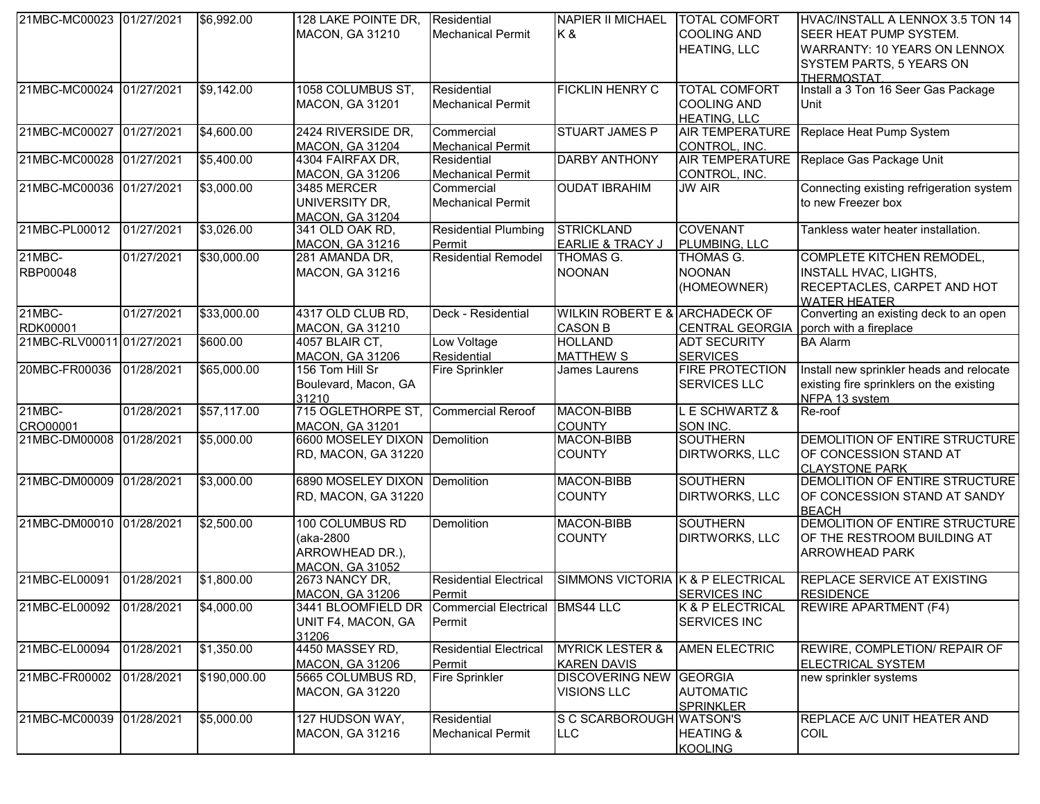| 21MBC-MC00023 | 01/27/2021 | $6,992.00 | 128 LAKE POINTE DR, MACON, GA 31210 | Residential Mechanical Permit | NAPIER II MICHAEL K & | TOTAL COMFORT COOLING AND HEATING, LLC | HVAC/INSTALL A LENNOX 3.5 TON 14 SEER HEAT PUMP SYSTEM. WARRANTY: 10 YEARS ON LENNOX SYSTEM PARTS, 5 YEARS ON THERMOSTAT. |
|---|---|---|---|---|---|---|---|
| 21MBC-MC00024 | 01/27/2021 | $9,142.00 | 1058 COLUMBUS ST, MACON, GA 31201 | Residential Mechanical Permit | FICKLIN HENRY C | TOTAL COMFORT COOLING AND HEATING, LLC | Install a 3 Ton 16 Seer Gas Package Unit |
| 21MBC-MC00027 | 01/27/2021 | $4,600.00 | 2424 RIVERSIDE DR, MACON, GA 31204 | Commercial Mechanical Permit | STUART JAMES P | AIR TEMPERATURE CONTROL, INC. | Replace Heat Pump System |
| 21MBC-MC00028 | 01/27/2021 | $5,400.00 | 4304 FAIRFAX DR, MACON, GA 31206 | Residential Mechanical Permit | DARBY ANTHONY | AIR TEMPERATURE CONTROL, INC. | Replace Gas Package Unit |
| 21MBC-MC00036 | 01/27/2021 | $3,000.00 | 3485 MERCER UNIVERSITY DR, MACON, GA 31204 | Commercial Mechanical Permit | OUDAT IBRAHIM | JW AIR | Connecting existing refrigeration system to new Freezer box |
| 21MBC-PL00012 | 01/27/2021 | $3,026.00 | 341 OLD OAK RD, MACON, GA 31216 | Residential Plumbing Permit | STRICKLAND EARLIE & TRACY J | COVENANT PLUMBING, LLC | Tankless water heater installation. |
| 21MBC-RBP00048 | 01/27/2021 | $30,000.00 | 281 AMANDA DR, MACON, GA 31216 | Residential Remodel | THOMAS G. NOONAN | THOMAS G. NOONAN (HOMEOWNER) | COMPLETE KITCHEN REMODEL, INSTALL HVAC, LIGHTS, RECEPTACLES, CARPET AND HOT WATER HEATER |
| 21MBC-RDK00001 | 01/27/2021 | $33,000.00 | 4317 OLD CLUB RD, MACON, GA 31210 | Deck - Residential | WILKIN ROBERT E & CASON B | ARCHADECK OF CENTRAL GEORGIA | Converting an existing deck to an open porch with a fireplace |
| 21MBC-RLV00011 | 01/27/2021 | $600.00 | 4057 BLAIR CT, MACON, GA 31206 | Low Voltage Residential | HOLLAND MATTHEW S | ADT SECURITY SERVICES | BA Alarm |
| 20MBC-FR00036 | 01/28/2021 | $65,000.00 | 156 Tom Hill Sr Boulevard, Macon, GA 31210 | Fire Sprinkler | James Laurens | FIRE PROTECTION SERVICES LLC | Install new sprinkler heads and relocate existing fire sprinklers on the existing NFPA 13 system |
| 21MBC-CRO00001 | 01/28/2021 | $57,117.00 | 715 OGLETHORPE ST, MACON, GA 31201 | Commercial Reroof | MACON-BIBB COUNTY | L E SCHWARTZ & SON INC. | Re-roof |
| 21MBC-DM00008 | 01/28/2021 | $5,000.00 | 6600 MOSELEY DIXON RD, MACON, GA 31220 | Demolition | MACON-BIBB COUNTY | SOUTHERN DIRTWORKS, LLC | DEMOLITION OF ENTIRE STRUCTURE OF CONCESSION STAND AT CLAYSTONE PARK |
| 21MBC-DM00009 | 01/28/2021 | $3,000.00 | 6890 MOSELEY DIXON RD, MACON, GA 31220 | Demolition | MACON-BIBB COUNTY | SOUTHERN DIRTWORKS, LLC | DEMOLITION OF ENTIRE STRUCTURE OF CONCESSION STAND AT SANDY BEACH |
| 21MBC-DM00010 | 01/28/2021 | $2,500.00 | 100 COLUMBUS RD (aka-2800 ARROWHEAD DR.), MACON, GA 31052 | Demolition | MACON-BIBB COUNTY | SOUTHERN DIRTWORKS, LLC | DEMOLITION OF ENTIRE STRUCTURE OF THE RESTROOM BUILDING AT ARROWHEAD PARK |
| 21MBC-EL00091 | 01/28/2021 | $1,800.00 | 2673 NANCY DR, MACON, GA 31206 | Residential Electrical Permit | SIMMONS VICTORIA | K & P ELECTRICAL SERVICES INC | REPLACE SERVICE AT EXISTING RESIDENCE |
| 21MBC-EL00092 | 01/28/2021 | $4,000.00 | 3441 BLOOMFIELD DR UNIT F4, MACON, GA 31206 | Commercial Electrical Permit | BMS44 LLC | K & P ELECTRICAL SERVICES INC | REWIRE APARTMENT (F4) |
| 21MBC-EL00094 | 01/28/2021 | $1,350.00 | 4450 MASSEY RD, MACON, GA 31206 | Residential Electrical Permit | MYRICK LESTER & KAREN DAVIS | AMEN ELECTRIC | REWIRE, COMPLETION/ REPAIR OF ELECTRICAL SYSTEM |
| 21MBC-FR00002 | 01/28/2021 | $190,000.00 | 5665 COLUMBUS RD, MACON, GA 31220 | Fire Sprinkler | DISCOVERING NEW VISIONS LLC | GEORGIA AUTOMATIC SPRINKLER | new sprinkler systems |
| 21MBC-MC00039 | 01/28/2021 | $5,000.00 | 127 HUDSON WAY, MACON, GA 31216 | Residential Mechanical Permit | S C SCARBOROUGH LLC | WATSON'S HEATING & KOOLING | REPLACE A/C UNIT HEATER AND COIL |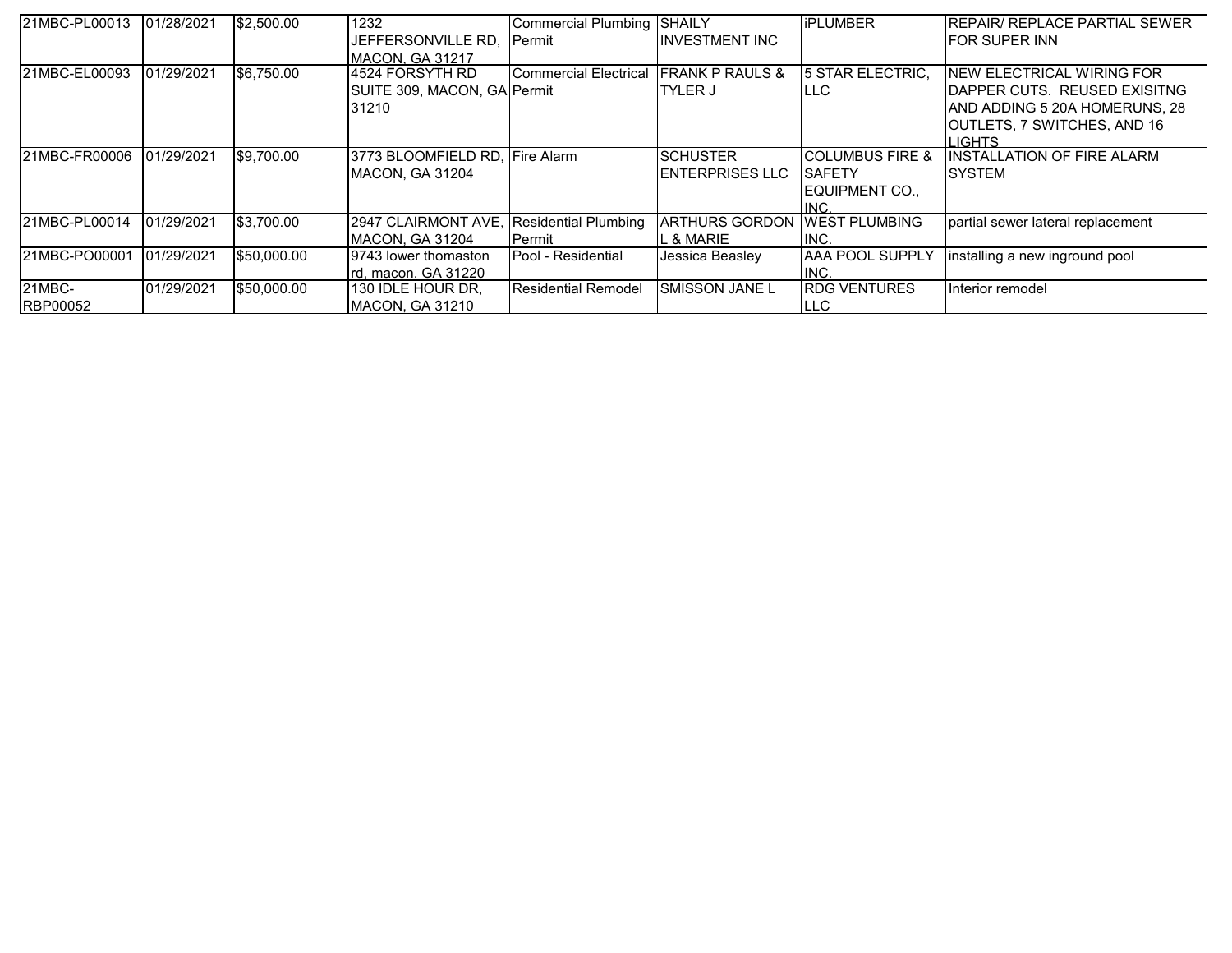| | | | | | | | |
|---|---|---|---|---|---|---|---|
| 21MBC-PL00013 | 01/28/2021 | $2,500.00 | 1232 JEFFERSONVILLE RD, MACON, GA 31217 | Commercial Plumbing Permit | SHAILY INVESTMENT INC | iPLUMBER | REPAIR/ REPLACE PARTIAL SEWER FOR SUPER INN |
| 21MBC-EL00093 | 01/29/2021 | $6,750.00 | 4524 FORSYTH RD SUITE 309, MACON, GA 31210 | Commercial Electrical Permit | FRANK P RAULS & TYLER J | 5 STAR ELECTRIC, LLC | NEW ELECTRICAL WIRING FOR DAPPER CUTS. REUSED EXISITNG AND ADDING 5 20A HOMERUNS, 28 OUTLETS, 7 SWITCHES, AND 16 LIGHTS |
| 21MBC-FR00006 | 01/29/2021 | $9,700.00 | 3773 BLOOMFIELD RD, MACON, GA 31204 | Fire Alarm | SCHUSTER ENTERPRISES LLC | COLUMBUS FIRE & SAFETY EQUIPMENT CO., INC. | INSTALLATION OF FIRE ALARM SYSTEM |
| 21MBC-PL00014 | 01/29/2021 | $3,700.00 | 2947 CLAIRMONT AVE, MACON, GA 31204 | Residential Plumbing Permit | ARTHURS GORDON L & MARIE | WEST PLUMBING INC. | partial sewer lateral replacement |
| 21MBC-PO00001 | 01/29/2021 | $50,000.00 | 9743 lower thomaston rd, macon, GA 31220 | Pool - Residential | Jessica Beasley | AAA POOL SUPPLY INC. | installing a new inground pool |
| 21MBC-RBP00052 | 01/29/2021 | $50,000.00 | 130 IDLE HOUR DR, MACON, GA 31210 | Residential Remodel | SMISSON JANE L | RDG VENTURES LLC | Interior remodel |